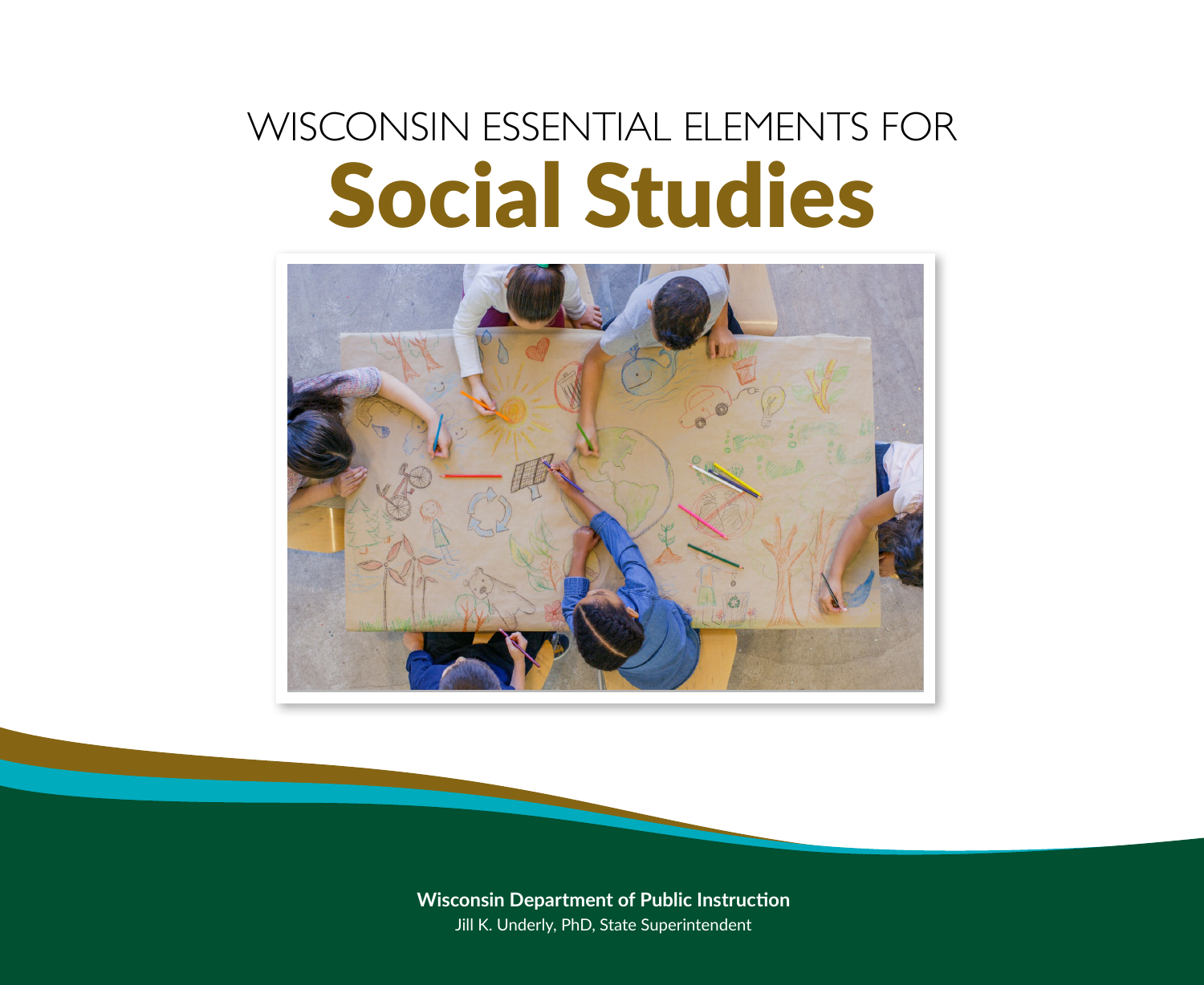# WISCONSIN ESSENTIAL ELEMENTS FOR

# Social Studies

**Wisconsin Department of Public Instruction**

Jill K. Underly, PhD, State Superintendent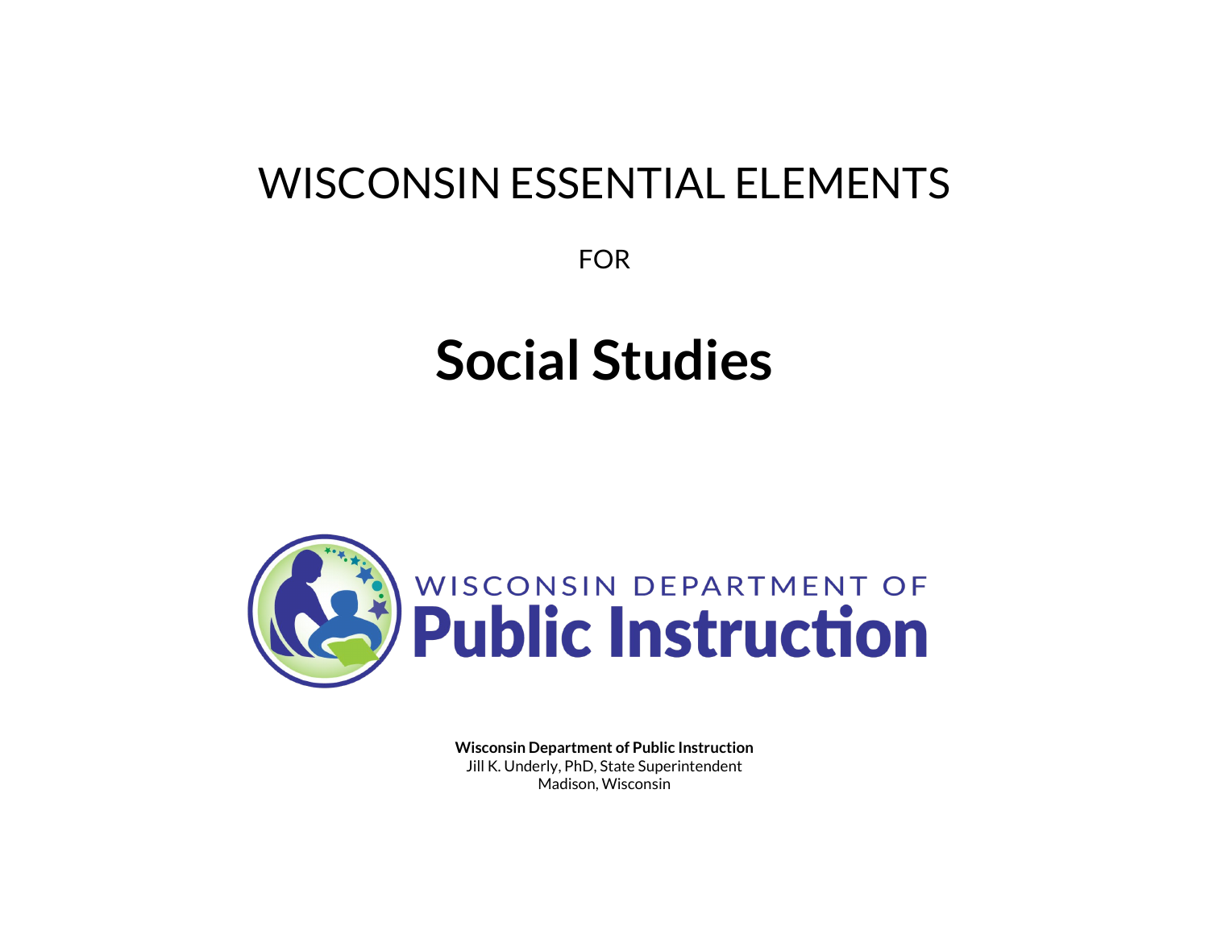# WISCONSIN ESSENTIAL ELEMENTS

FOR

# Social Studies

WISCONSIN DEPARTMENT OF
**Public Instruction**

**Wisconsin Department of Public Instruction**
Jill K. Underly, PhD, State Superintendent
Madison, Wisconsin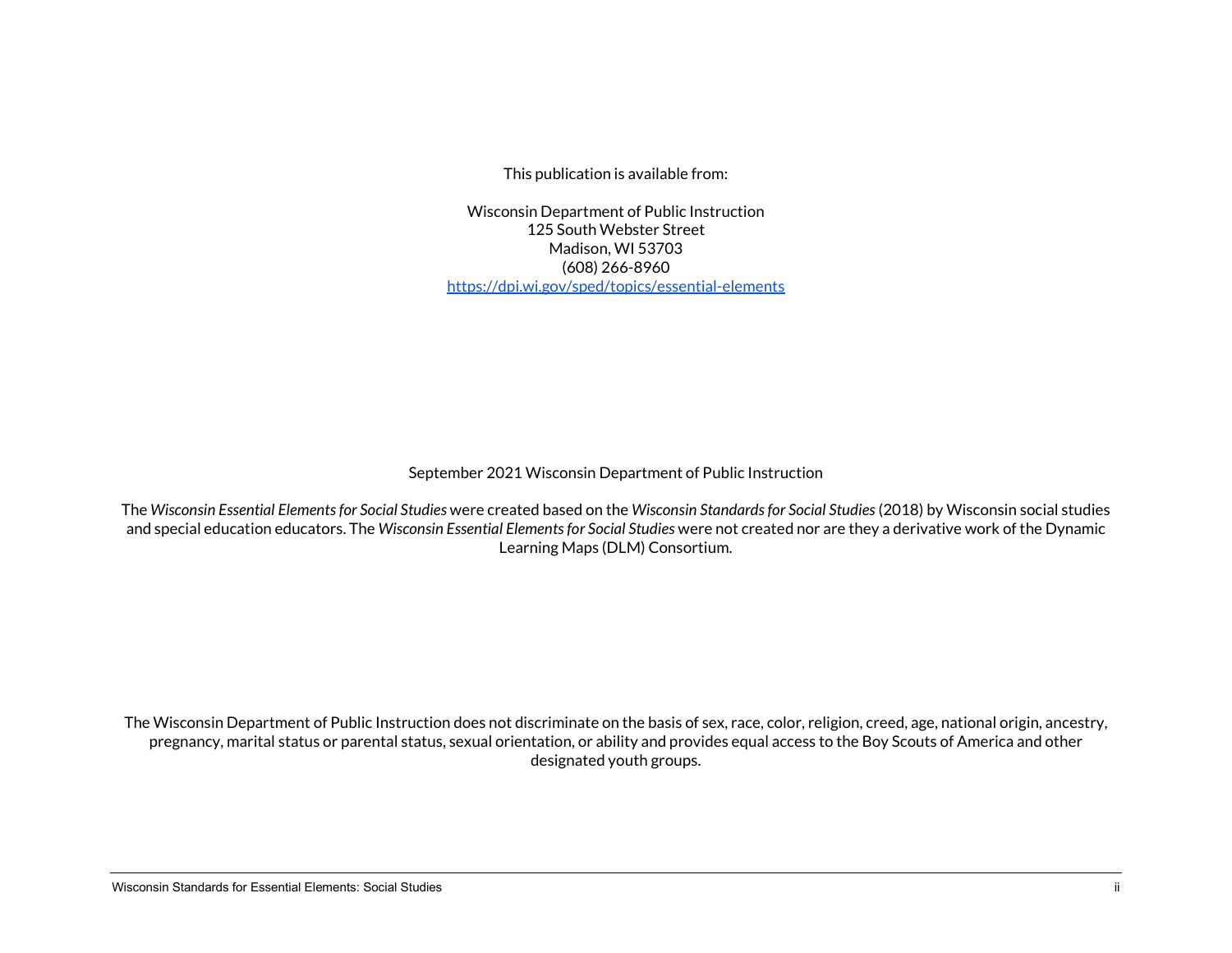This publication is available from:

Wisconsin Department of Public Instruction
125 South Webster Street
Madison, WI 53703
(608) 266-8960
[https://dpi.wi.gov/sped/topics/essential-elements](https://dpi.wi.gov/sped/topics/essential-elements)

September 2021 Wisconsin Department of Public Instruction

The *Wisconsin Essential Elements for Social Studies* were created based on the *Wisconsin Standards for Social Studies* (2018) by Wisconsin social studies and special education educators. The *Wisconsin Essential Elements for Social Studies* were not created nor are they a derivative work of the Dynamic Learning Maps (DLM) Consortium.

The Wisconsin Department of Public Instruction does not discriminate on the basis of sex, race, color, religion, creed, age, national origin, ancestry, pregnancy, marital status or parental status, sexual orientation, or ability and provides equal access to the Boy Scouts of America and other designated youth groups.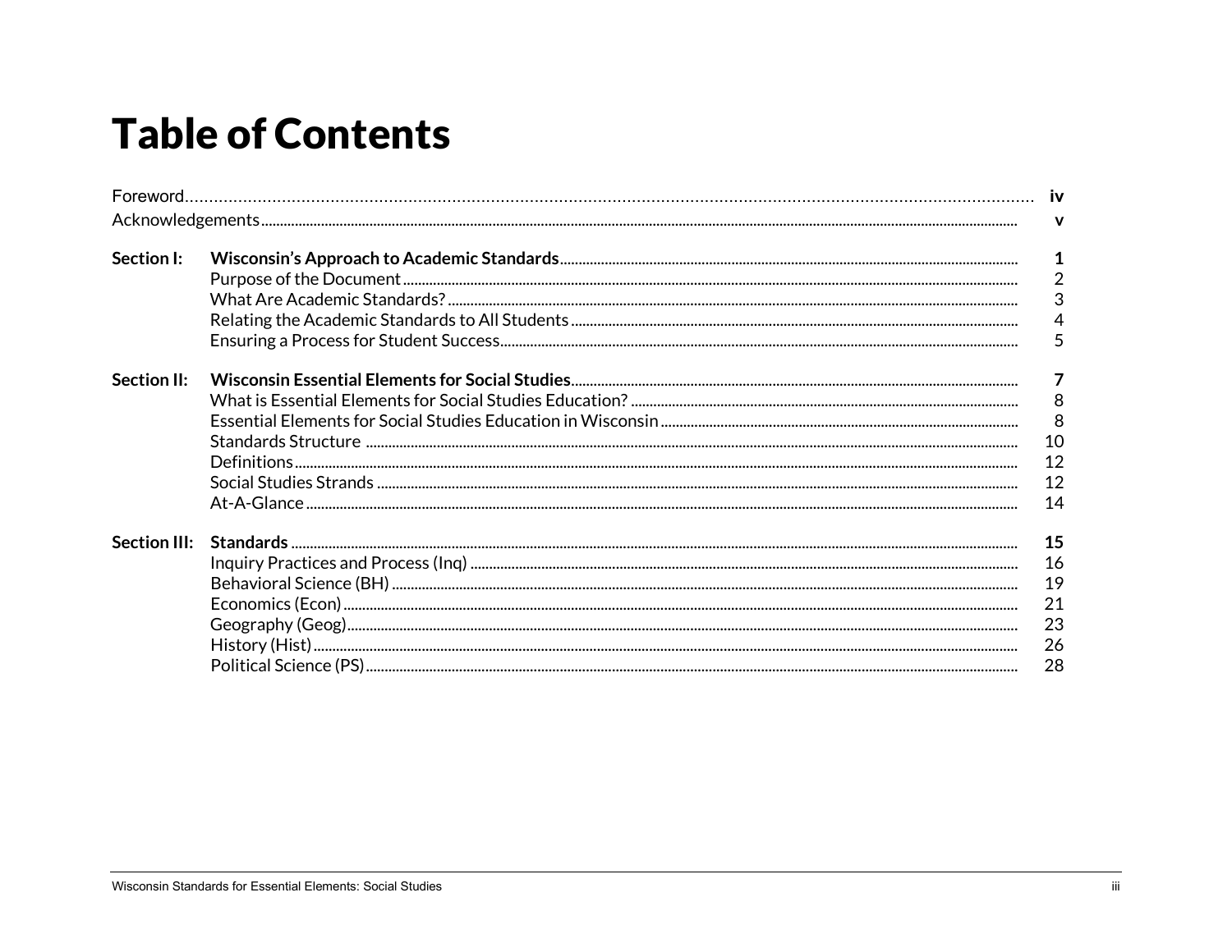# Table of Contents

| | | |
|---|---|---|
| Foreword | | iv |
| Acknowledgements | | v |
| **Section I:** | **Wisconsin's Approach to Academic Standards** | **1** |
| | Purpose of the Document | 2 |
| | What Are Academic Standards? | 3 |
| | Relating the Academic Standards to All Students | 4 |
| | Ensuring a Process for Student Success | 5 |
| **Section II:** | **Wisconsin Essential Elements for Social Studies** | **7** |
| | What is Essential Elements for Social Studies Education? | 8 |
| | Essential Elements for Social Studies Education in Wisconsin | 8 |
| | Standards Structure | 10 |
| | Definitions | 12 |
| | Social Studies Strands | 12 |
| | At-A-Glance | 14 |
| **Section III:** | **Standards** | **15** |
| | Inquiry Practices and Process (Inq) | 16 |
| | Behavioral Science (BH) | 19 |
| | Economics (Econ) | 21 |
| | Geography (Geog) | 23 |
| | History (Hist) | 26 |
| | Political Science (PS) | 28 |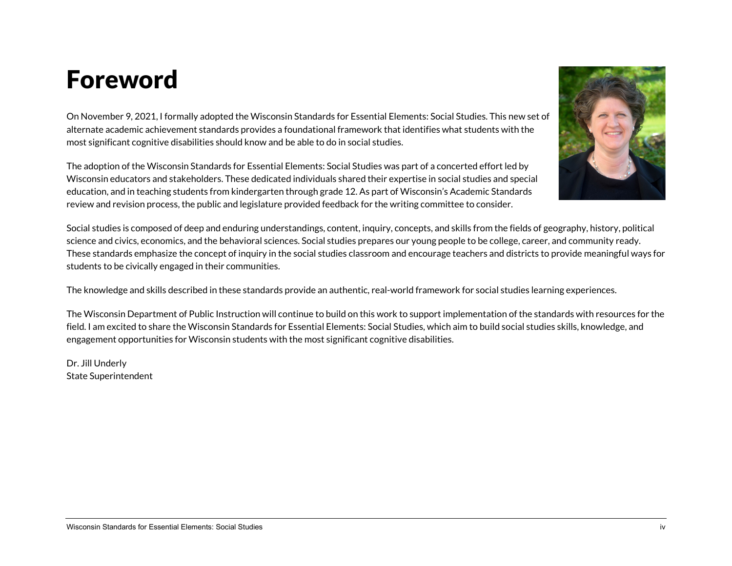# Foreword

On November 9, 2021, I formally adopted the Wisconsin Standards for Essential Elements: Social Studies. This new set of alternate academic achievement standards provides a foundational framework that identifies what students with the most significant cognitive disabilities should know and be able to do in social studies.

The adoption of the Wisconsin Standards for Essential Elements: Social Studies was part of a concerted effort led by Wisconsin educators and stakeholders. These dedicated individuals shared their expertise in social studies and special education, and in teaching students from kindergarten through grade 12. As part of Wisconsin's Academic Standards review and revision process, the public and legislature provided feedback for the writing committee to consider.

Social studies is composed of deep and enduring understandings, content, inquiry, concepts, and skills from the fields of geography, history, political science and civics, economics, and the behavioral sciences. Social studies prepares our young people to be college, career, and community ready. These standards emphasize the concept of inquiry in the social studies classroom and encourage teachers and districts to provide meaningful ways for students to be civically engaged in their communities.

The knowledge and skills described in these standards provide an authentic, real-world framework for social studies learning experiences.

The Wisconsin Department of Public Instruction will continue to build on this work to support implementation of the standards with resources for the field. I am excited to share the Wisconsin Standards for Essential Elements: Social Studies, which aim to build social studies skills, knowledge, and engagement opportunities for Wisconsin students with the most significant cognitive disabilities.

Dr. Jill Underly
State Superintendent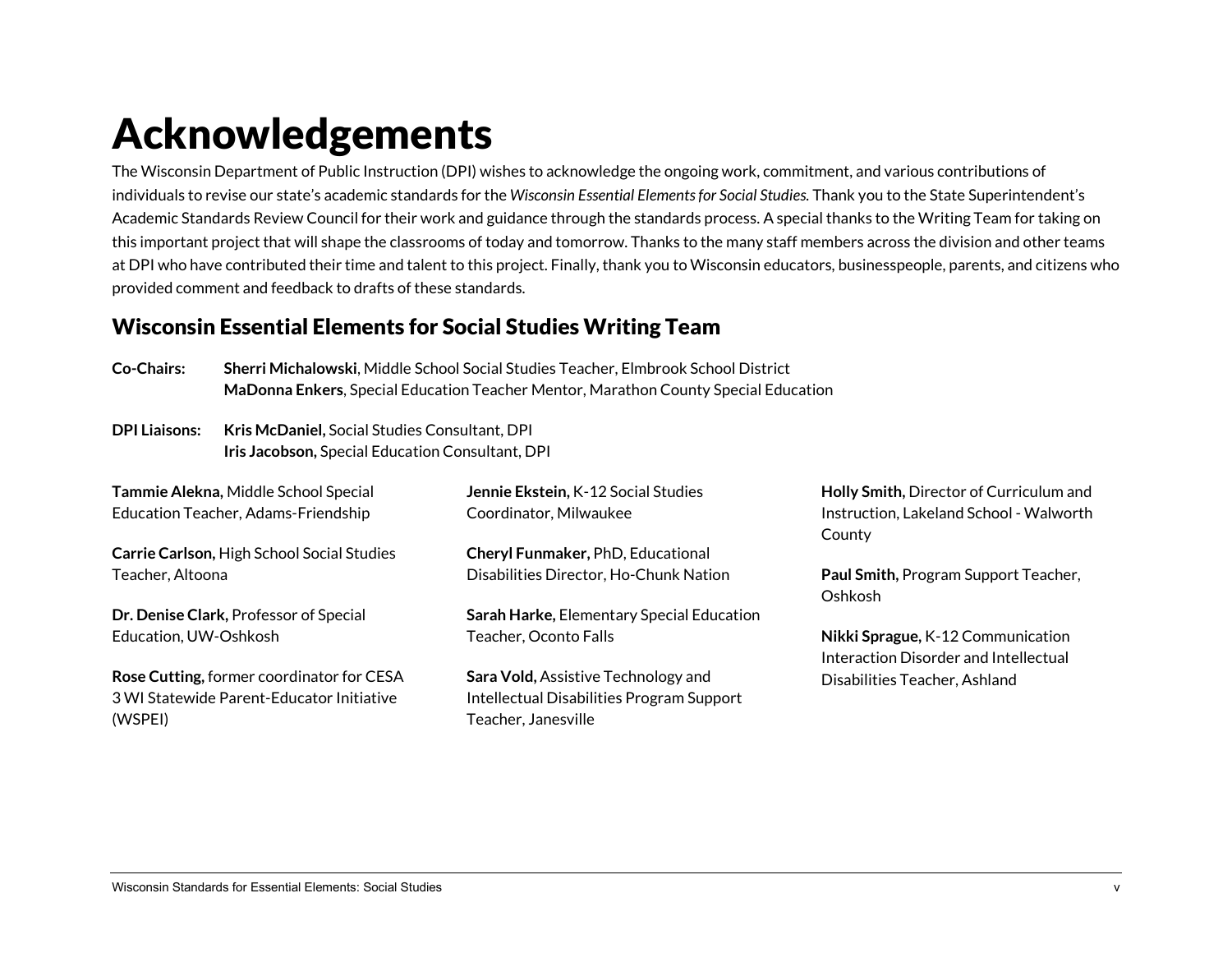# Acknowledgements

The Wisconsin Department of Public Instruction (DPI) wishes to acknowledge the ongoing work, commitment, and various contributions of individuals to revise our state's academic standards for the *Wisconsin Essential Elements for Social Studies.* Thank you to the State Superintendent's Academic Standards Review Council for their work and guidance through the standards process. A special thanks to the Writing Team for taking on this important project that will shape the classrooms of today and tomorrow. Thanks to the many staff members across the division and other teams at DPI who have contributed their time and talent to this project. Finally, thank you to Wisconsin educators, businesspeople, parents, and citizens who provided comment and feedback to drafts of these standards.

## Wisconsin Essential Elements for Social Studies Writing Team

**Co-Chairs:**
**Sherri Michalowski**, Middle School Social Studies Teacher, Elmbrook School District
**MaDonna Enkers**, Special Education Teacher Mentor, Marathon County Special Education

**DPI Liaisons:**
**Kris McDaniel,** Social Studies Consultant, DPI
**Iris Jacobson,** Special Education Consultant, DPI

**Tammie Alekna,** Middle School Special Education Teacher, Adams-Friendship

**Carrie Carlson,** High School Social Studies Teacher, Altoona

**Dr. Denise Clark,** Professor of Special Education, UW-Oshkosh

**Rose Cutting,** former coordinator for CESA 3 WI Statewide Parent-Educator Initiative (WSPEI)

**Jennie Ekstein,** K-12 Social Studies Coordinator, Milwaukee

**Cheryl Funmaker,** PhD, Educational Disabilities Director, Ho-Chunk Nation

**Sarah Harke,** Elementary Special Education Teacher, Oconto Falls

**Sara Vold,** Assistive Technology and Intellectual Disabilities Program Support Teacher, Janesville

**Holly Smith,** Director of Curriculum and Instruction, Lakeland School - Walworth County

**Paul Smith,** Program Support Teacher, Oshkosh

**Nikki Sprague,** K-12 Communication Interaction Disorder and Intellectual Disabilities Teacher, Ashland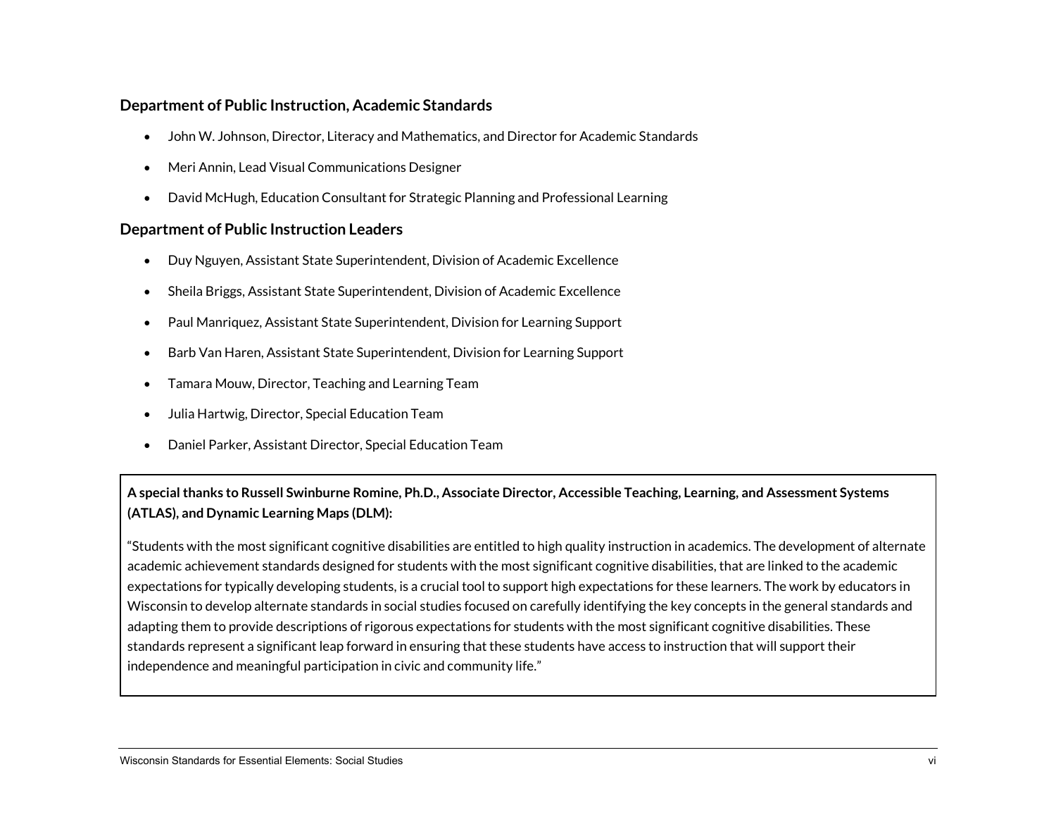### Department of Public Instruction, Academic Standards

- John W. Johnson, Director, Literacy and Mathematics, and Director for Academic Standards
- Meri Annin, Lead Visual Communications Designer
- David McHugh, Education Consultant for Strategic Planning and Professional Learning

### Department of Public Instruction Leaders

- Duy Nguyen, Assistant State Superintendent, Division of Academic Excellence
- Sheila Briggs, Assistant State Superintendent, Division of Academic Excellence
- Paul Manriquez, Assistant State Superintendent, Division for Learning Support
- Barb Van Haren, Assistant State Superintendent, Division for Learning Support
- Tamara Mouw, Director, Teaching and Learning Team
- Julia Hartwig, Director, Special Education Team
- Daniel Parker, Assistant Director, Special Education Team

**A special thanks to Russell Swinburne Romine, Ph.D., Associate Director, Accessible Teaching, Learning, and Assessment Systems (ATLAS), and Dynamic Learning Maps (DLM):**

"Students with the most significant cognitive disabilities are entitled to high quality instruction in academics. The development of alternate academic achievement standards designed for students with the most significant cognitive disabilities, that are linked to the academic expectations for typically developing students, is a crucial tool to support high expectations for these learners. The work by educators in Wisconsin to develop alternate standards in social studies focused on carefully identifying the key concepts in the general standards and adapting them to provide descriptions of rigorous expectations for students with the most significant cognitive disabilities. These standards represent a significant leap forward in ensuring that these students have access to instruction that will support their independence and meaningful participation in civic and community life."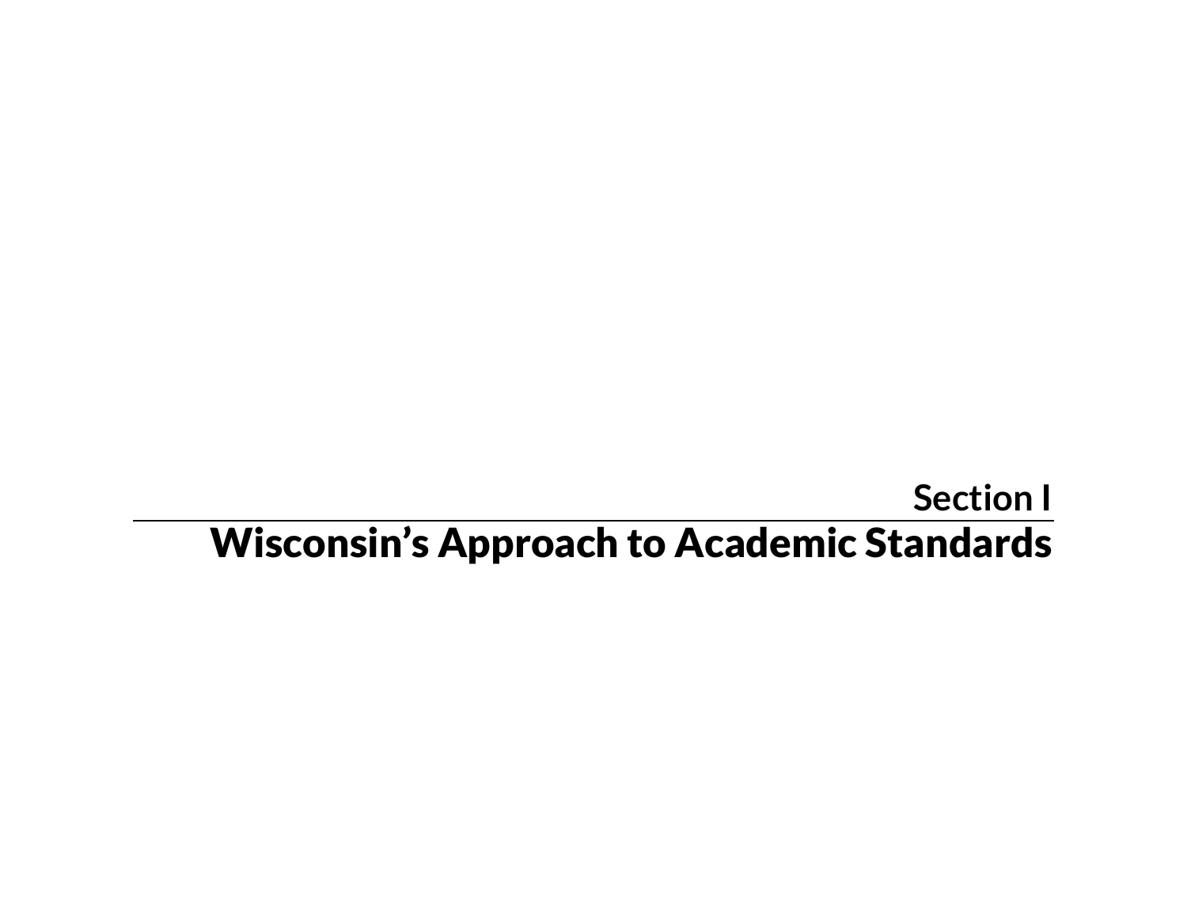## Section I

# Wisconsin’s Approach to Academic Standards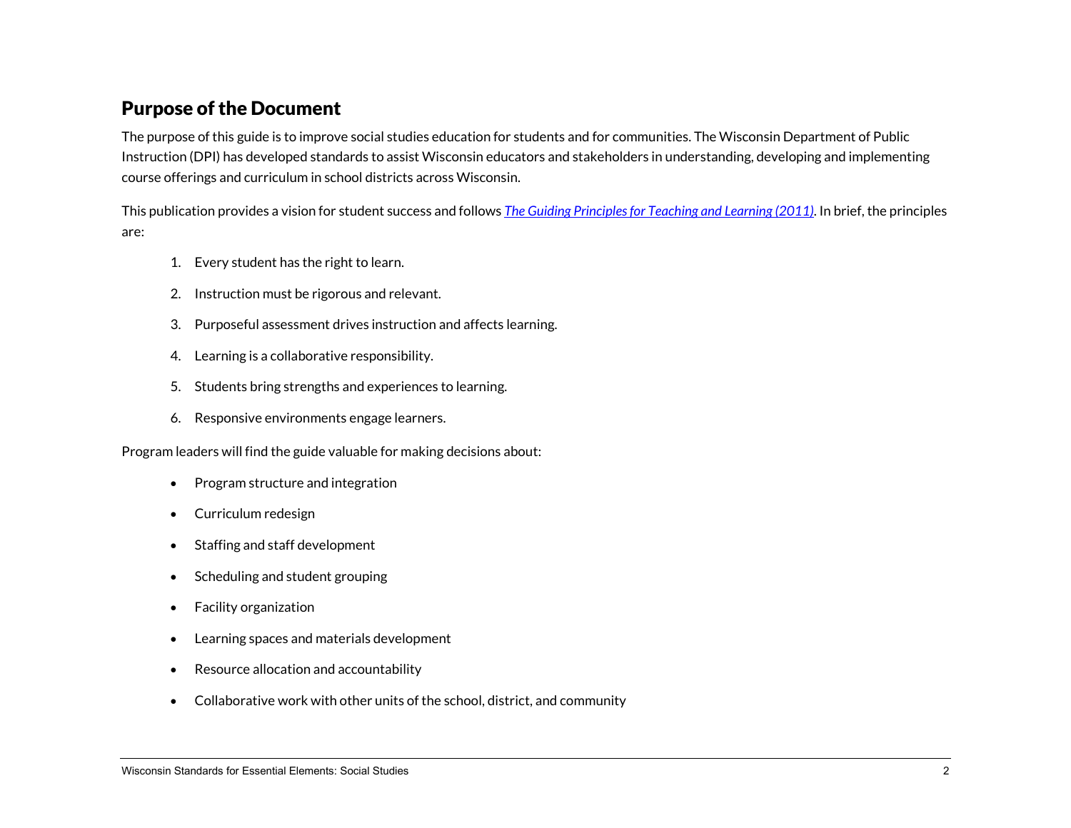## Purpose of the Document

The purpose of this guide is to improve social studies education for students and for communities. The Wisconsin Department of Public Instruction (DPI) has developed standards to assist Wisconsin educators and stakeholders in understanding, developing and implementing course offerings and curriculum in school districts across Wisconsin.

This publication provides a vision for student success and follows *The Guiding Principles for Teaching and Learning (2011)*. In brief, the principles are:

1. Every student has the right to learn.
2. Instruction must be rigorous and relevant.
3. Purposeful assessment drives instruction and affects learning.
4. Learning is a collaborative responsibility.
5. Students bring strengths and experiences to learning.
6. Responsive environments engage learners.

Program leaders will find the guide valuable for making decisions about:

- Program structure and integration
- Curriculum redesign
- Staffing and staff development
- Scheduling and student grouping
- Facility organization
- Learning spaces and materials development
- Resource allocation and accountability
- Collaborative work with other units of the school, district, and community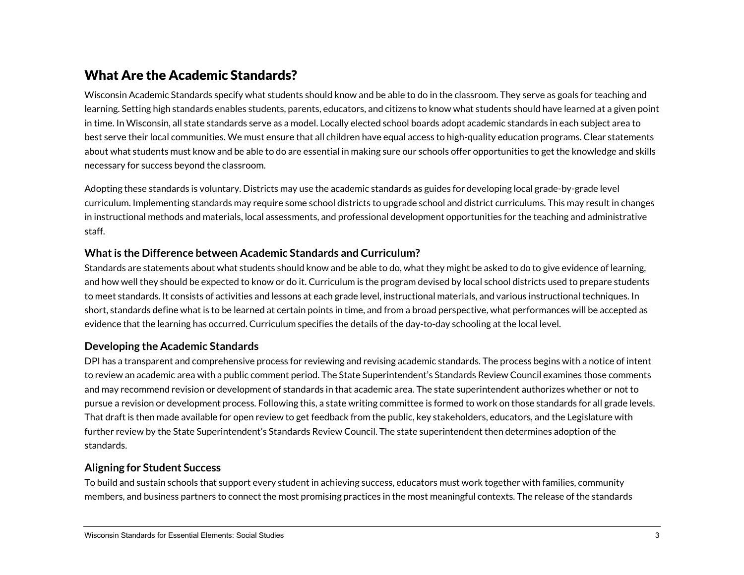## What Are the Academic Standards?

Wisconsin Academic Standards specify what students should know and be able to do in the classroom. They serve as goals for teaching and learning. Setting high standards enables students, parents, educators, and citizens to know what students should have learned at a given point in time. In Wisconsin, all state standards serve as a model. Locally elected school boards adopt academic standards in each subject area to best serve their local communities. We must ensure that all children have equal access to high-quality education programs. Clear statements about what students must know and be able to do are essential in making sure our schools offer opportunities to get the knowledge and skills necessary for success beyond the classroom.

Adopting these standards is voluntary. Districts may use the academic standards as guides for developing local grade-by-grade level curriculum. Implementing standards may require some school districts to upgrade school and district curriculums. This may result in changes in instructional methods and materials, local assessments, and professional development opportunities for the teaching and administrative staff.

### What is the Difference between Academic Standards and Curriculum?

Standards are statements about what students should know and be able to do, what they might be asked to do to give evidence of learning, and how well they should be expected to know or do it. Curriculum is the program devised by local school districts used to prepare students to meet standards. It consists of activities and lessons at each grade level, instructional materials, and various instructional techniques. In short, standards define what is to be learned at certain points in time, and from a broad perspective, what performances will be accepted as evidence that the learning has occurred. Curriculum specifies the details of the day-to-day schooling at the local level.

### Developing the Academic Standards

DPI has a transparent and comprehensive process for reviewing and revising academic standards. The process begins with a notice of intent to review an academic area with a public comment period. The State Superintendent's Standards Review Council examines those comments and may recommend revision or development of standards in that academic area. The state superintendent authorizes whether or not to pursue a revision or development process. Following this, a state writing committee is formed to work on those standards for all grade levels. That draft is then made available for open review to get feedback from the public, key stakeholders, educators, and the Legislature with further review by the State Superintendent's Standards Review Council. The state superintendent then determines adoption of the standards.

### Aligning for Student Success

To build and sustain schools that support every student in achieving success, educators must work together with families, community members, and business partners to connect the most promising practices in the most meaningful contexts. The release of the standards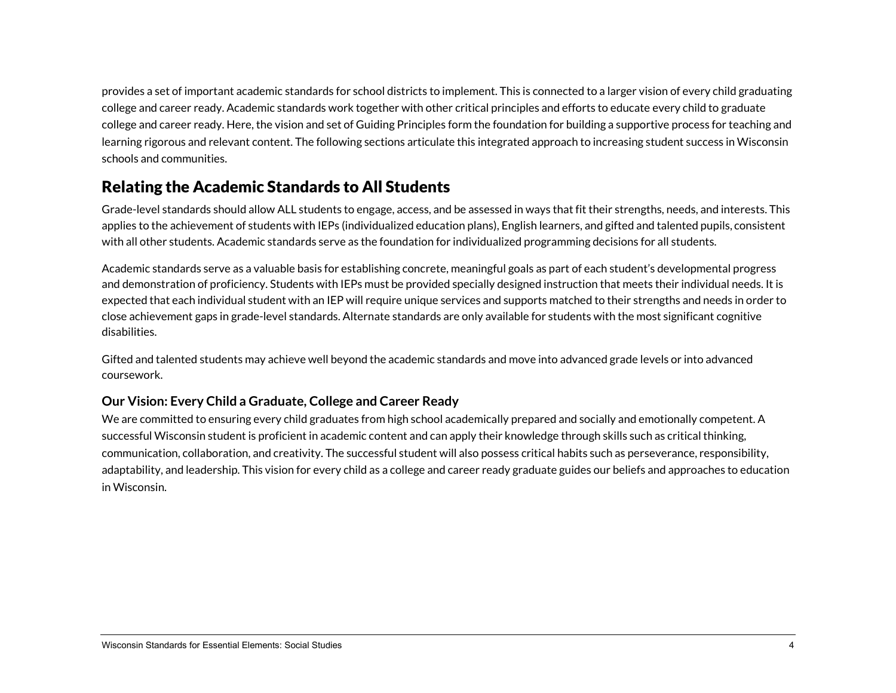provides a set of important academic standards for school districts to implement. This is connected to a larger vision of every child graduating college and career ready. Academic standards work together with other critical principles and efforts to educate every child to graduate college and career ready. Here, the vision and set of Guiding Principles form the foundation for building a supportive process for teaching and learning rigorous and relevant content. The following sections articulate this integrated approach to increasing student success in Wisconsin schools and communities.

## Relating the Academic Standards to All Students

Grade-level standards should allow ALL students to engage, access, and be assessed in ways that fit their strengths, needs, and interests. This applies to the achievement of students with IEPs (individualized education plans), English learners, and gifted and talented pupils, consistent with all other students. Academic standards serve as the foundation for individualized programming decisions for all students.

Academic standards serve as a valuable basis for establishing concrete, meaningful goals as part of each student's developmental progress and demonstration of proficiency. Students with IEPs must be provided specially designed instruction that meets their individual needs. It is expected that each individual student with an IEP will require unique services and supports matched to their strengths and needs in order to close achievement gaps in grade-level standards. Alternate standards are only available for students with the most significant cognitive disabilities.

Gifted and talented students may achieve well beyond the academic standards and move into advanced grade levels or into advanced coursework.

### Our Vision: Every Child a Graduate, College and Career Ready

We are committed to ensuring every child graduates from high school academically prepared and socially and emotionally competent. A successful Wisconsin student is proficient in academic content and can apply their knowledge through skills such as critical thinking, communication, collaboration, and creativity. The successful student will also possess critical habits such as perseverance, responsibility, adaptability, and leadership. This vision for every child as a college and career ready graduate guides our beliefs and approaches to education in Wisconsin.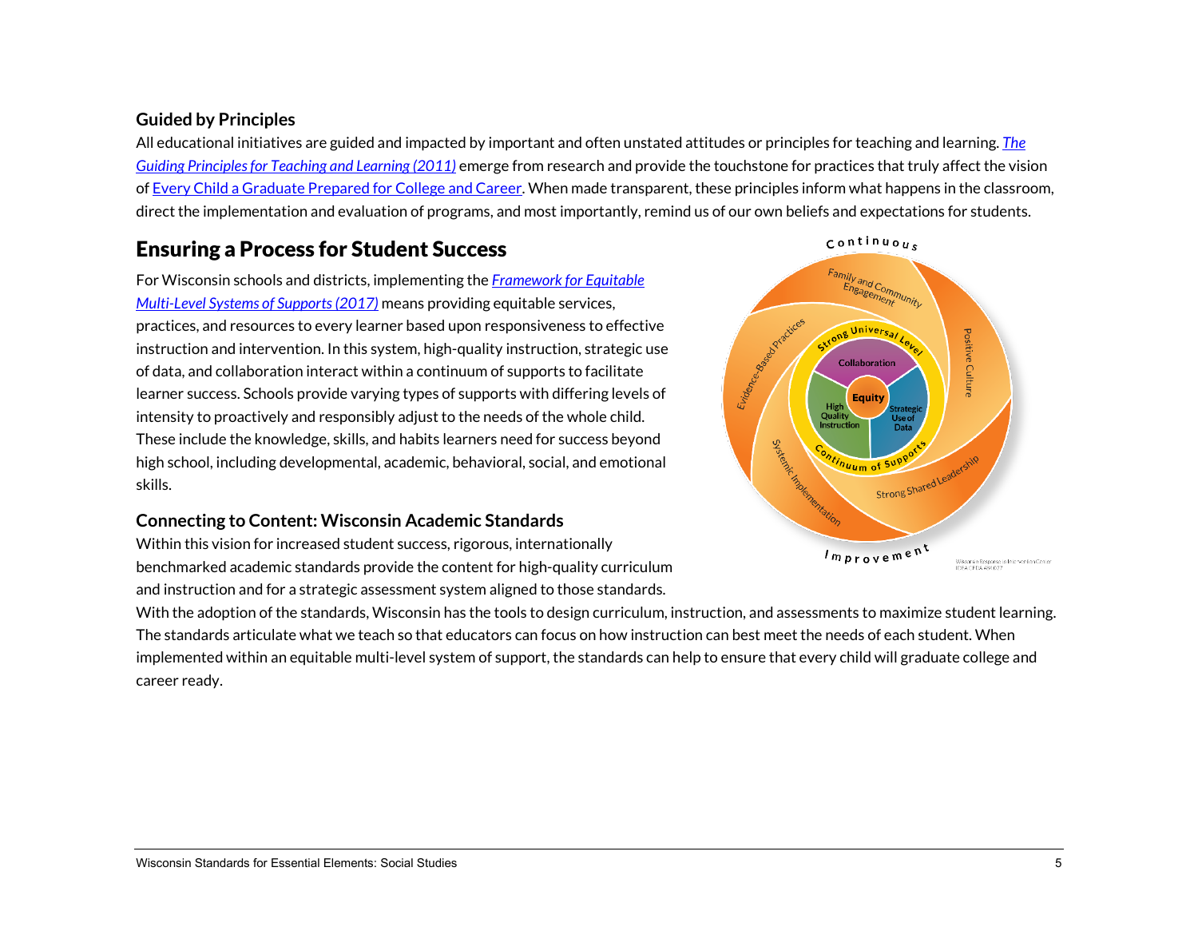### Guided by Principles

All educational initiatives are guided and impacted by important and often unstated attitudes or principles for teaching and learning. *The Guiding Principles for Teaching and Learning (2011)* emerge from research and provide the touchstone for practices that truly affect the vision of Every Child a Graduate Prepared for College and Career. When made transparent, these principles inform what happens in the classroom, direct the implementation and evaluation of programs, and most importantly, remind us of our own beliefs and expectations for students.

## Ensuring a Process for Student Success

For Wisconsin schools and districts, implementing the *Framework for Equitable Multi-Level Systems of Supports (2017)* means providing equitable services, practices, and resources to every learner based upon responsiveness to effective instruction and intervention. In this system, high-quality instruction, strategic use of data, and collaboration interact within a continuum of supports to facilitate learner success. Schools provide varying types of supports with differing levels of intensity to proactively and responsibly adjust to the needs of the whole child. These include the knowledge, skills, and habits learners need for success beyond high school, including developmental, academic, behavioral, social, and emotional skills.

### Connecting to Content: Wisconsin Academic Standards

Within this vision for increased student success, rigorous, internationally benchmarked academic standards provide the content for high-quality curriculum and instruction and for a strategic assessment system aligned to those standards. With the adoption of the standards, Wisconsin has the tools to design curriculum, instruction, and assessments to maximize student learning. The standards articulate what we teach so that educators can focus on how instruction can best meet the needs of each student. When implemented within an equitable multi-level system of support, the standards can help to ensure that every child will graduate college and career ready.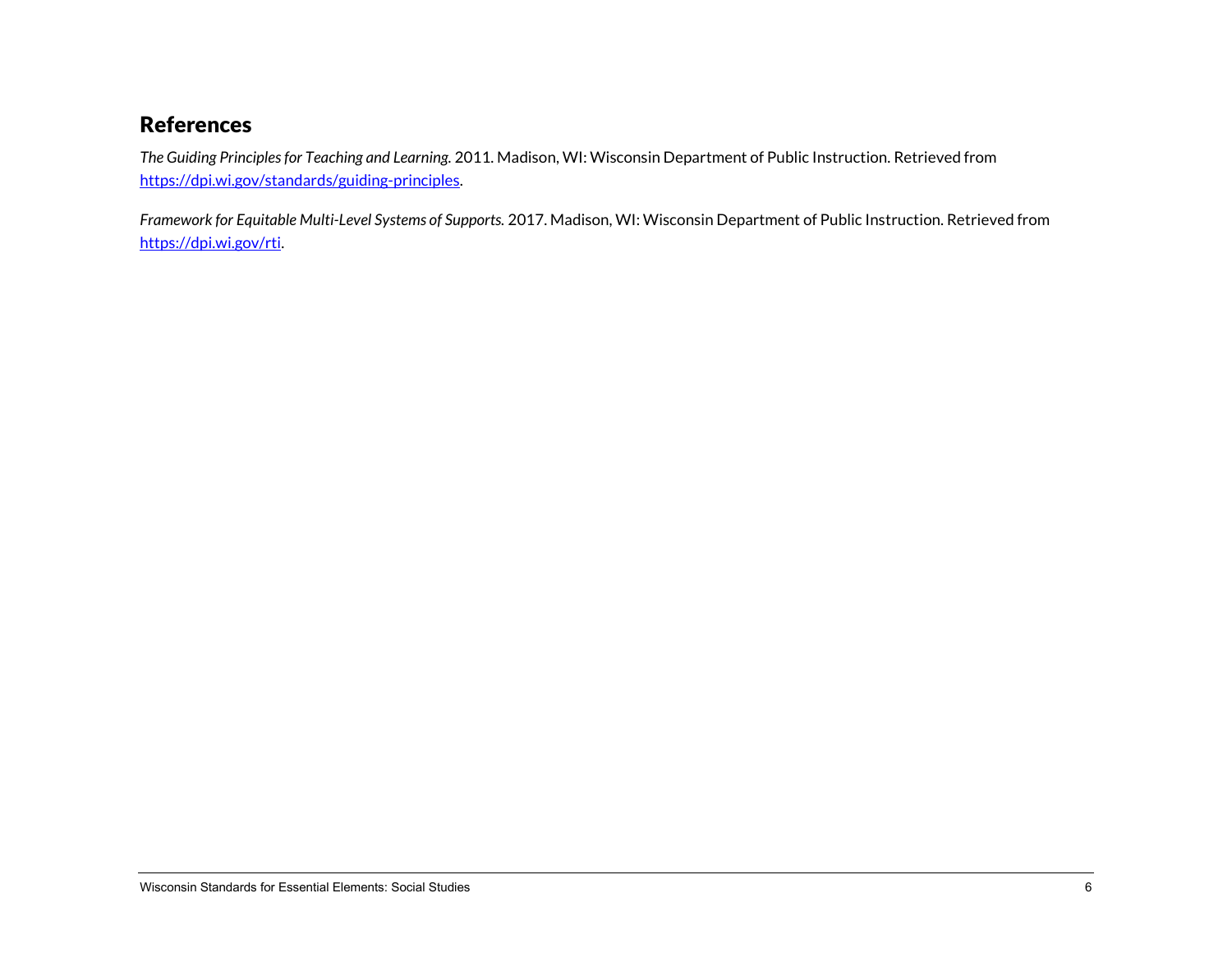## References

*The Guiding Principles for Teaching and Learning.* 2011. Madison, WI: Wisconsin Department of Public Instruction. Retrieved from [https://dpi.wi.gov/standards/guiding-principles](https://dpi.wi.gov/standards/guiding-principles).

*Framework for Equitable Multi-Level Systems of Supports.* 2017. Madison, WI: Wisconsin Department of Public Instruction. Retrieved from [https://dpi.wi.gov/rti](https://dpi.wi.gov/rti).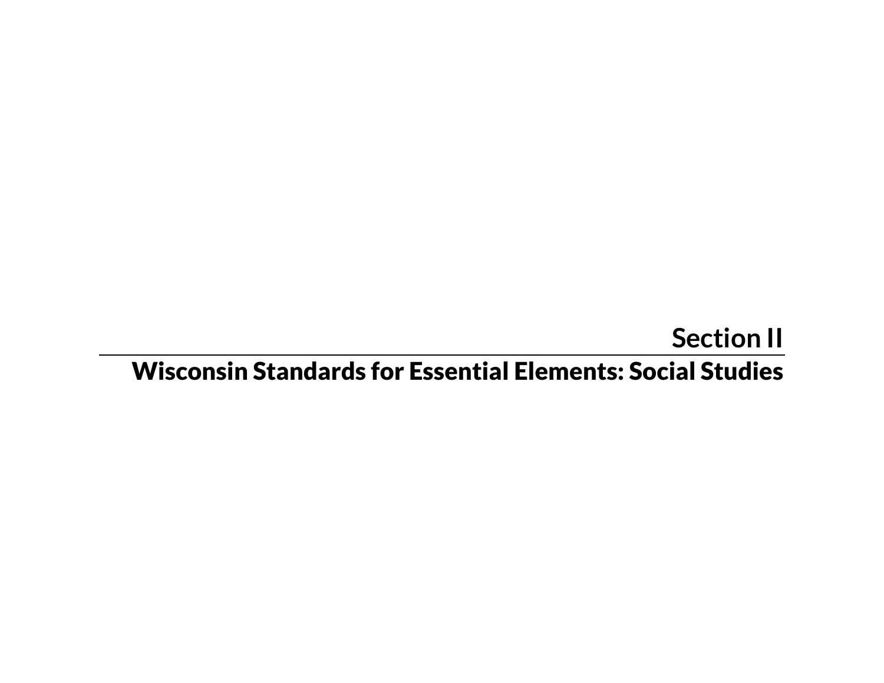# Section II

## Wisconsin Standards for Essential Elements: Social Studies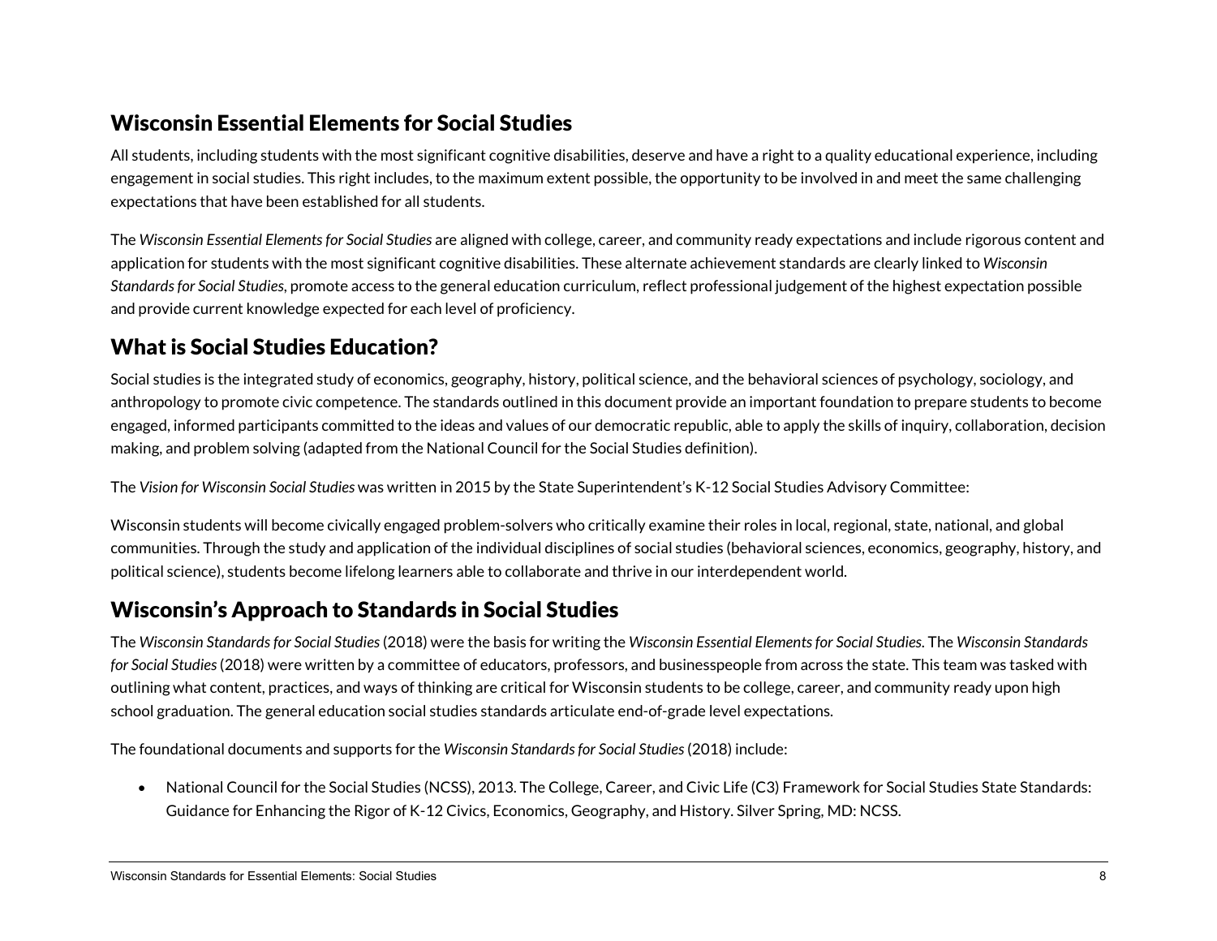## Wisconsin Essential Elements for Social Studies

All students, including students with the most significant cognitive disabilities, deserve and have a right to a quality educational experience, including engagement in social studies. This right includes, to the maximum extent possible, the opportunity to be involved in and meet the same challenging expectations that have been established for all students.

The *Wisconsin Essential Elements for Social Studies* are aligned with college, career, and community ready expectations and include rigorous content and application for students with the most significant cognitive disabilities. These alternate achievement standards are clearly linked to *Wisconsin Standards for Social Studies*, promote access to the general education curriculum, reflect professional judgement of the highest expectation possible and provide current knowledge expected for each level of proficiency.

## What is Social Studies Education?

Social studies is the integrated study of economics, geography, history, political science, and the behavioral sciences of psychology, sociology, and anthropology to promote civic competence. The standards outlined in this document provide an important foundation to prepare students to become engaged, informed participants committed to the ideas and values of our democratic republic, able to apply the skills of inquiry, collaboration, decision making, and problem solving (adapted from the National Council for the Social Studies definition).

The *Vision for Wisconsin Social Studies* was written in 2015 by the State Superintendent's K-12 Social Studies Advisory Committee:

Wisconsin students will become civically engaged problem-solvers who critically examine their roles in local, regional, state, national, and global communities. Through the study and application of the individual disciplines of social studies (behavioral sciences, economics, geography, history, and political science), students become lifelong learners able to collaborate and thrive in our interdependent world.

## Wisconsin's Approach to Standards in Social Studies

The *Wisconsin Standards for Social Studies* (2018) were the basis for writing the *Wisconsin Essential Elements for Social Studies*. The *Wisconsin Standards for Social Studies* (2018) were written by a committee of educators, professors, and businesspeople from across the state. This team was tasked with outlining what content, practices, and ways of thinking are critical for Wisconsin students to be college, career, and community ready upon high school graduation. The general education social studies standards articulate end-of-grade level expectations.

The foundational documents and supports for the *Wisconsin Standards for Social Studies* (2018) include:

- National Council for the Social Studies (NCSS), 2013. The College, Career, and Civic Life (C3) Framework for Social Studies State Standards: Guidance for Enhancing the Rigor of K-12 Civics, Economics, Geography, and History. Silver Spring, MD: NCSS.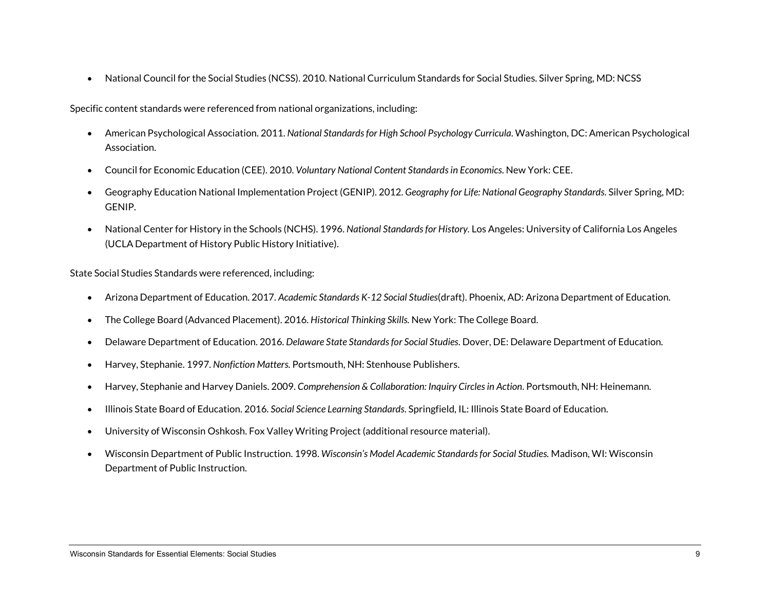- National Council for the Social Studies (NCSS). 2010. National Curriculum Standards for Social Studies. Silver Spring, MD: NCSS

Specific content standards were referenced from national organizations, including:

- American Psychological Association. 2011. *National Standards for High School Psychology Curricula*. Washington, DC: American Psychological Association.
- Council for Economic Education (CEE). 2010. *Voluntary National Content Standards in Economics*. New York: CEE.
- Geography Education National Implementation Project (GENIP). 2012. *Geography for Life: National Geography Standards*. Silver Spring, MD: GENIP.
- National Center for History in the Schools (NCHS). 1996. *National Standards for History.* Los Angeles: University of California Los Angeles (UCLA Department of History Public History Initiative).

State Social Studies Standards were referenced, including:

- Arizona Department of Education. 2017. *Academic Standards K-12 Social Studies*(draft). Phoenix, AD: Arizona Department of Education.
- The College Board (Advanced Placement). 2016. *Historical Thinking Skills.* New York: The College Board.
- Delaware Department of Education. 2016. *Delaware State Standards for Social Studies.* Dover, DE: Delaware Department of Education.
- Harvey, Stephanie. 1997. *Nonfiction Matters.* Portsmouth, NH: Stenhouse Publishers.
- Harvey, Stephanie and Harvey Daniels. 2009. *Comprehension & Collaboration: Inquiry Circles in Action*. Portsmouth, NH: Heinemann.
- Illinois State Board of Education. 2016. *Social Science Learning Standards.* Springfield, IL: Illinois State Board of Education.
- University of Wisconsin Oshkosh. Fox Valley Writing Project (additional resource material).
- Wisconsin Department of Public Instruction. 1998. *Wisconsin's Model Academic Standards for Social Studies.* Madison, WI: Wisconsin Department of Public Instruction.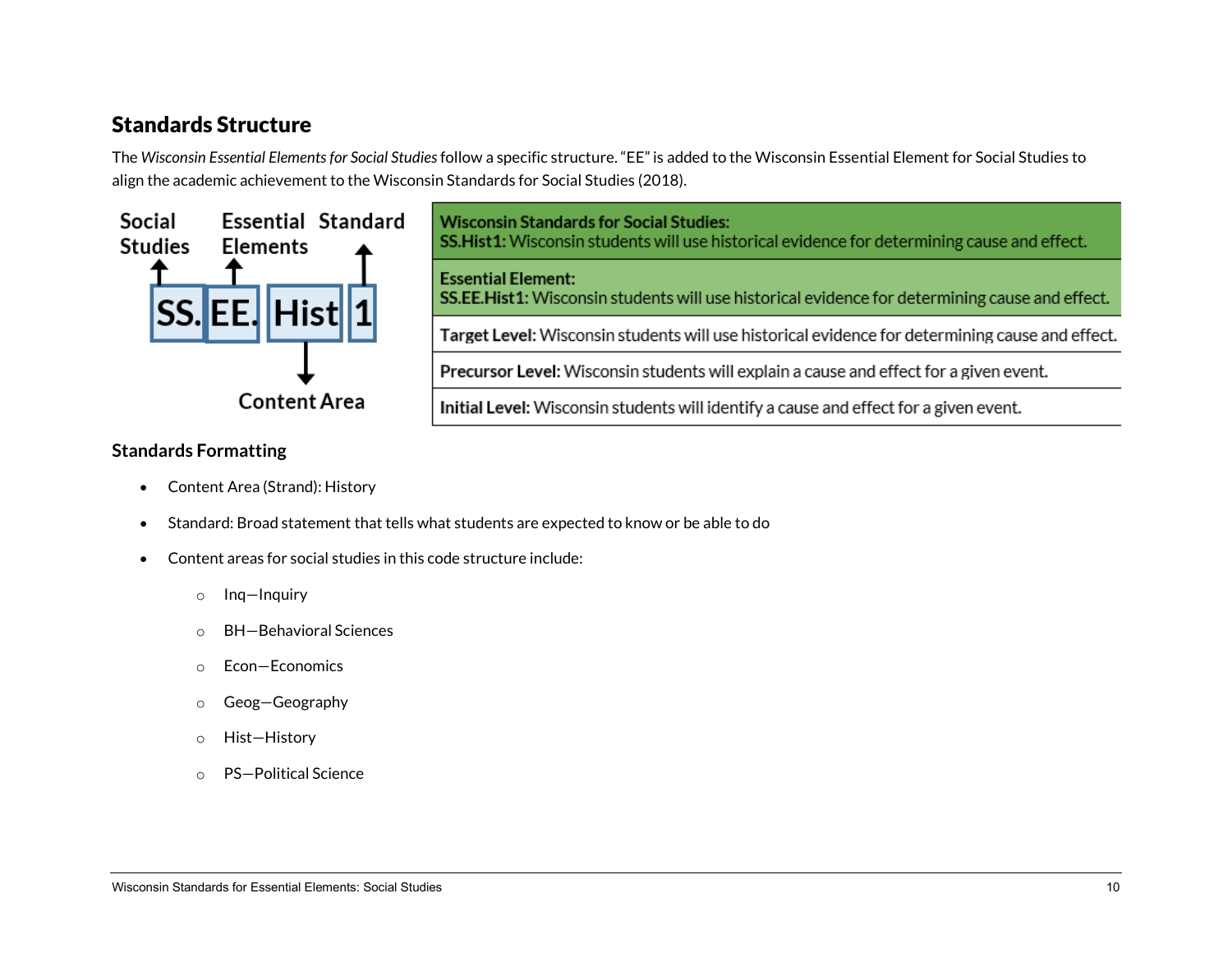## Standards Structure

The *Wisconsin Essential Elements for Social Studies* follow a specific structure. "EE" is added to the Wisconsin Essential Element for Social Studies to align the academic achievement to the Wisconsin Standards for Social Studies (2018).

Social Studies → SS. | Essential Elements → EE. | Content Area → Hist | Standard → 1

| Wisconsin Standards for Social Studies: SS.Hist1: Wisconsin students will use historical evidence for determining cause and effect. |
|---|
| **Essential Element:** **SS.EE.Hist1:** Wisconsin students will use historical evidence for determining cause and effect. |
| **Target Level:** Wisconsin students will use historical evidence for determining cause and effect. |
| **Precursor Level:** Wisconsin students will explain a cause and effect for a given event. |
| **Initial Level:** Wisconsin students will identify a cause and effect for a given event. |

### Standards Formatting

- Content Area (Strand): History
- Standard: Broad statement that tells what students are expected to know or be able to do
- Content areas for social studies in this code structure include:
  - Inq—Inquiry
  - BH—Behavioral Sciences
  - Econ—Economics
  - Geog—Geography
  - Hist—History
  - PS—Political Science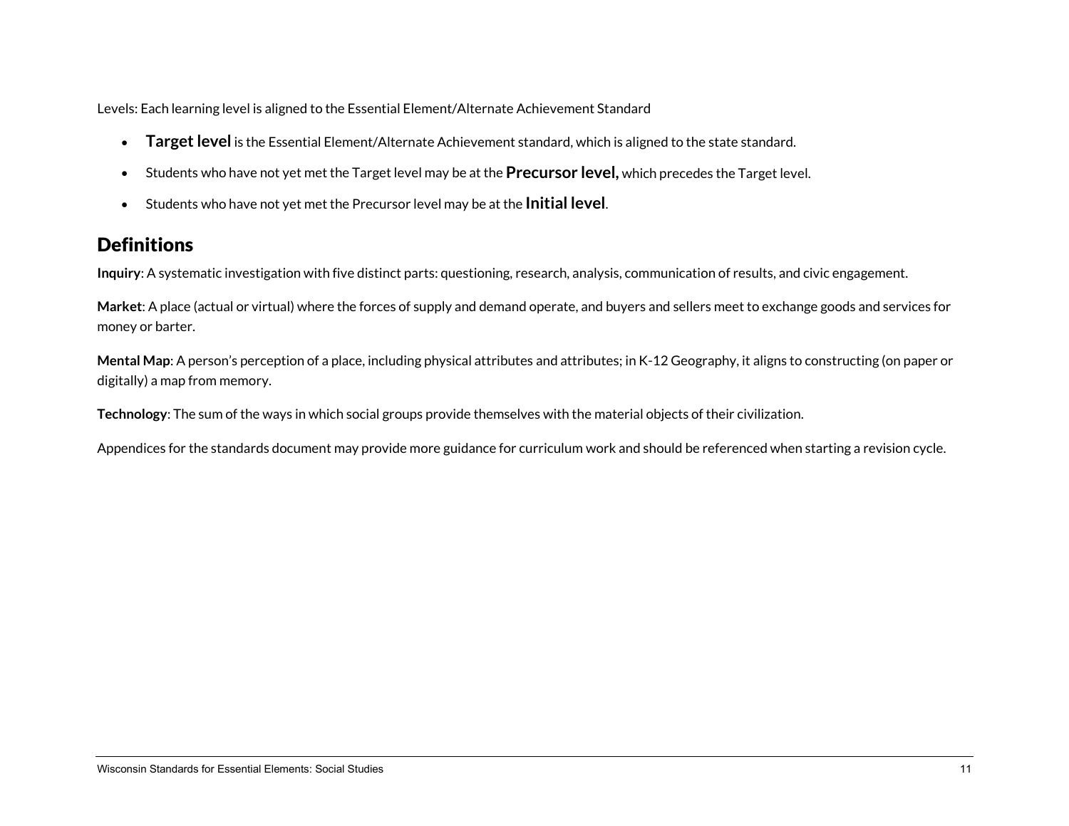Levels: Each learning level is aligned to the Essential Element/Alternate Achievement Standard

- **Target level** is the Essential Element/Alternate Achievement standard, which is aligned to the state standard.
- Students who have not yet met the Target level may be at the **Precursor level,** which precedes the Target level.
- Students who have not yet met the Precursor level may be at the **Initial level**.

## Definitions

**Inquiry**: A systematic investigation with five distinct parts: questioning, research, analysis, communication of results, and civic engagement.

**Market**: A place (actual or virtual) where the forces of supply and demand operate, and buyers and sellers meet to exchange goods and services for money or barter.

**Mental Map**: A person's perception of a place, including physical attributes and attributes; in K-12 Geography, it aligns to constructing (on paper or digitally) a map from memory.

**Technology**: The sum of the ways in which social groups provide themselves with the material objects of their civilization.

Appendices for the standards document may provide more guidance for curriculum work and should be referenced when starting a revision cycle.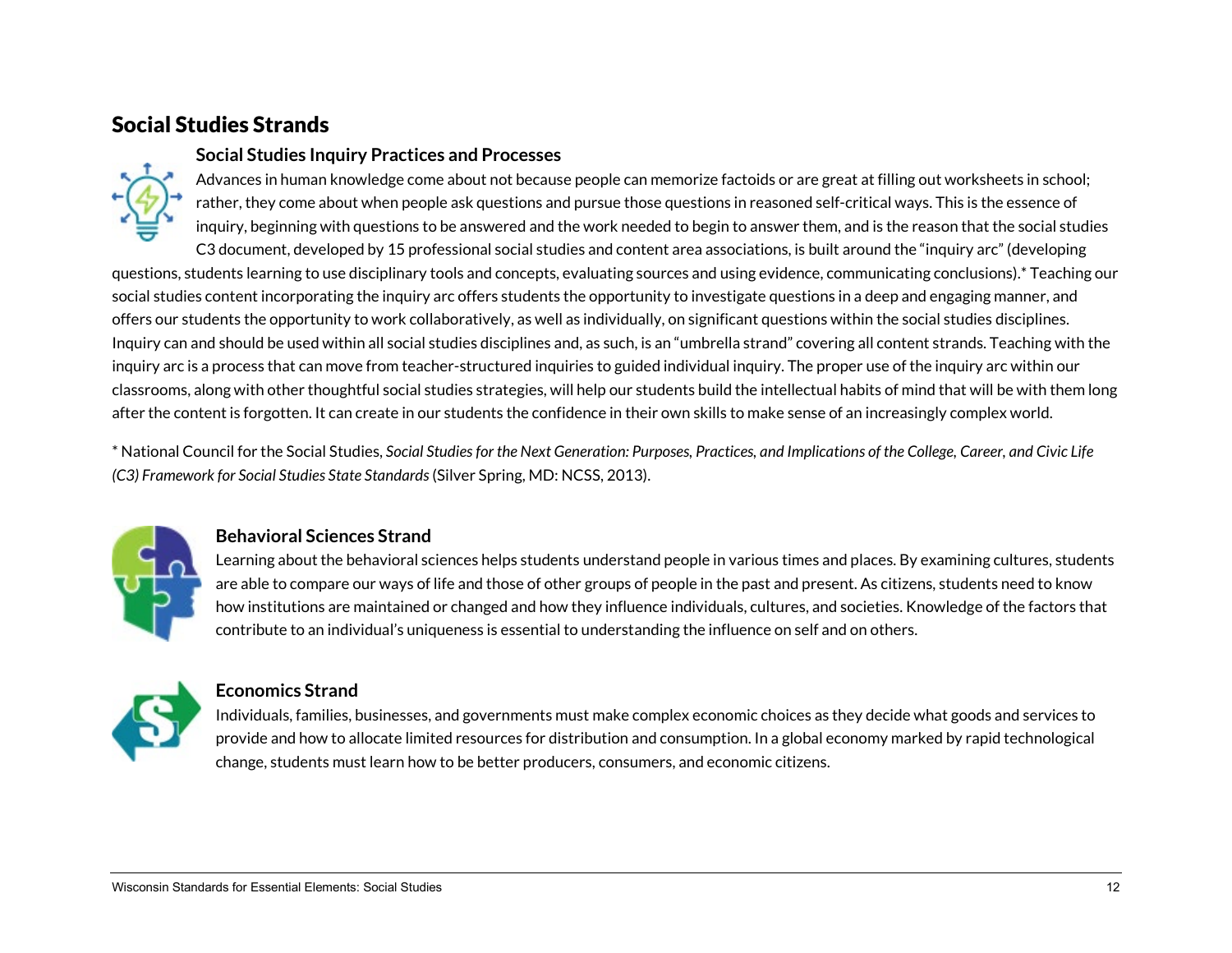## Social Studies Strands

### Social Studies Inquiry Practices and Processes

Advances in human knowledge come about not because people can memorize factoids or are great at filling out worksheets in school; rather, they come about when people ask questions and pursue those questions in reasoned self-critical ways. This is the essence of inquiry, beginning with questions to be answered and the work needed to begin to answer them, and is the reason that the social studies C3 document, developed by 15 professional social studies and content area associations, is built around the "inquiry arc" (developing questions, students learning to use disciplinary tools and concepts, evaluating sources and using evidence, communicating conclusions).* Teaching our social studies content incorporating the inquiry arc offers students the opportunity to investigate questions in a deep and engaging manner, and offers our students the opportunity to work collaboratively, as well as individually, on significant questions within the social studies disciplines. Inquiry can and should be used within all social studies disciplines and, as such, is an "umbrella strand" covering all content strands. Teaching with the inquiry arc is a process that can move from teacher-structured inquiries to guided individual inquiry. The proper use of the inquiry arc within our classrooms, along with other thoughtful social studies strategies, will help our students build the intellectual habits of mind that will be with them long after the content is forgotten. It can create in our students the confidence in their own skills to make sense of an increasingly complex world.

* National Council for the Social Studies, *Social Studies for the Next Generation: Purposes, Practices, and Implications of the College, Career, and Civic Life (C3) Framework for Social Studies State Standards* (Silver Spring, MD: NCSS, 2013).

### Behavioral Sciences Strand

Learning about the behavioral sciences helps students understand people in various times and places. By examining cultures, students are able to compare our ways of life and those of other groups of people in the past and present. As citizens, students need to know how institutions are maintained or changed and how they influence individuals, cultures, and societies. Knowledge of the factors that contribute to an individual's uniqueness is essential to understanding the influence on self and on others.

### Economics Strand

Individuals, families, businesses, and governments must make complex economic choices as they decide what goods and services to provide and how to allocate limited resources for distribution and consumption. In a global economy marked by rapid technological change, students must learn how to be better producers, consumers, and economic citizens.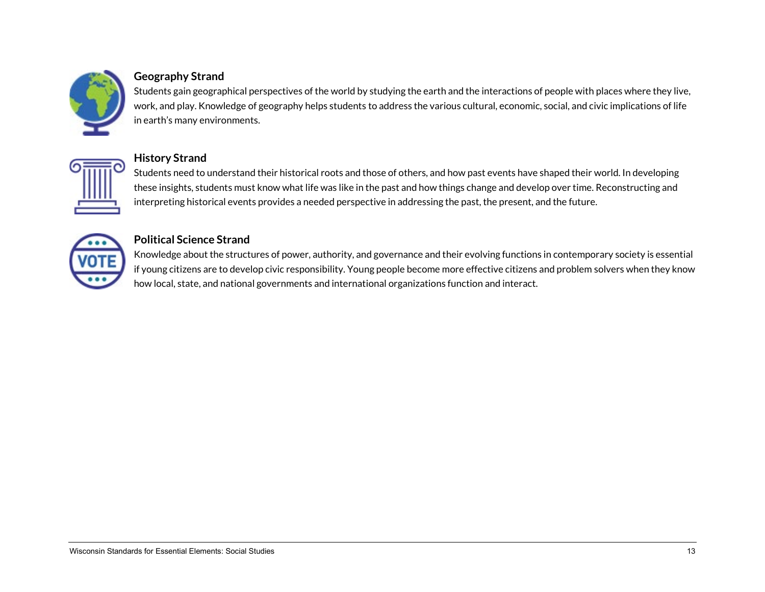### Geography Strand

Students gain geographical perspectives of the world by studying the earth and the interactions of people with places where they live, work, and play. Knowledge of geography helps students to address the various cultural, economic, social, and civic implications of life in earth's many environments.

### History Strand

Students need to understand their historical roots and those of others, and how past events have shaped their world. In developing these insights, students must know what life was like in the past and how things change and develop over time. Reconstructing and interpreting historical events provides a needed perspective in addressing the past, the present, and the future.

### Political Science Strand

Knowledge about the structures of power, authority, and governance and their evolving functions in contemporary society is essential if young citizens are to develop civic responsibility. Young people become more effective citizens and problem solvers when they know how local, state, and national governments and international organizations function and interact.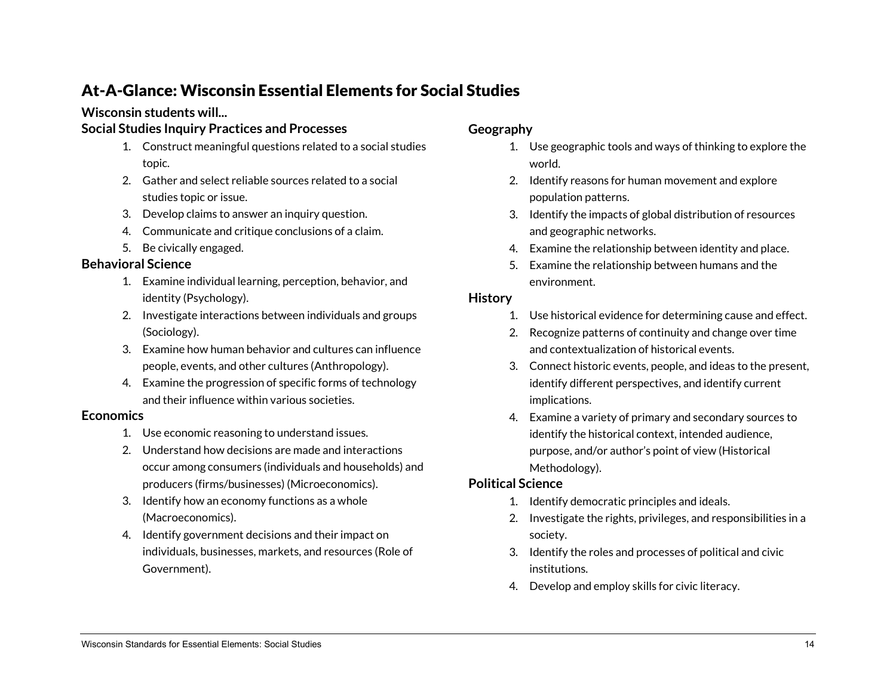# At-A-Glance: Wisconsin Essential Elements for Social Studies

**Wisconsin students will...**

### Social Studies Inquiry Practices and Processes

1. Construct meaningful questions related to a social studies topic.
2. Gather and select reliable sources related to a social studies topic or issue.
3. Develop claims to answer an inquiry question.
4. Communicate and critique conclusions of a claim.
5. Be civically engaged.

### Behavioral Science

1. Examine individual learning, perception, behavior, and identity (Psychology).
2. Investigate interactions between individuals and groups (Sociology).
3. Examine how human behavior and cultures can influence people, events, and other cultures (Anthropology).
4. Examine the progression of specific forms of technology and their influence within various societies.

### Economics

1. Use economic reasoning to understand issues.
2. Understand how decisions are made and interactions occur among consumers (individuals and households) and producers (firms/businesses) (Microeconomics).
3. Identify how an economy functions as a whole (Macroeconomics).
4. Identify government decisions and their impact on individuals, businesses, markets, and resources (Role of Government).

### Geography

1. Use geographic tools and ways of thinking to explore the world.
2. Identify reasons for human movement and explore population patterns.
3. Identify the impacts of global distribution of resources and geographic networks.
4. Examine the relationship between identity and place.
5. Examine the relationship between humans and the environment.

### History

1. Use historical evidence for determining cause and effect.
2. Recognize patterns of continuity and change over time and contextualization of historical events.
3. Connect historic events, people, and ideas to the present, identify different perspectives, and identify current implications.
4. Examine a variety of primary and secondary sources to identify the historical context, intended audience, purpose, and/or author's point of view (Historical Methodology).

### Political Science

1. Identify democratic principles and ideals.
2. Investigate the rights, privileges, and responsibilities in a society.
3. Identify the roles and processes of political and civic institutions.
4. Develop and employ skills for civic literacy.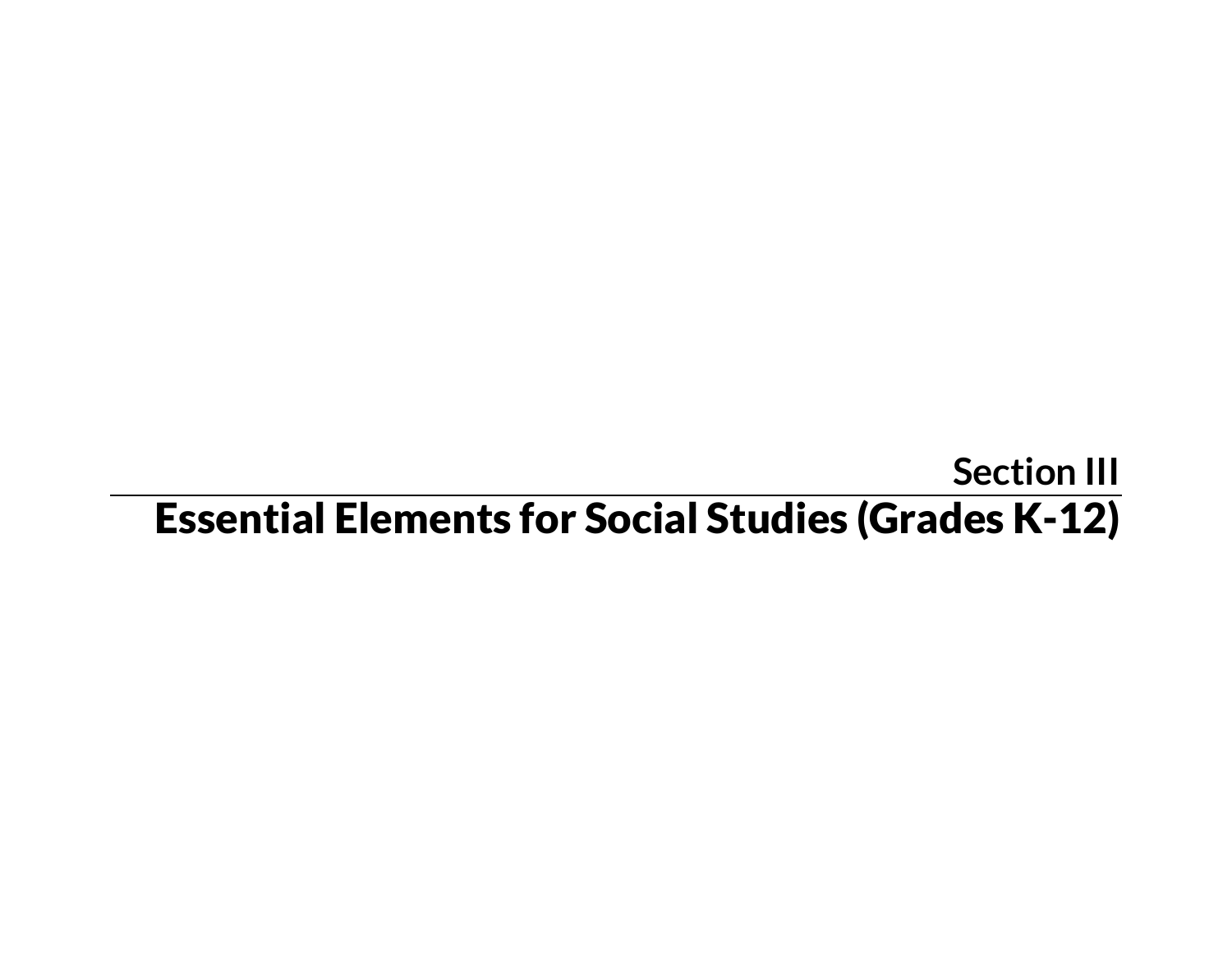## Section III

# Essential Elements for Social Studies (Grades K-12)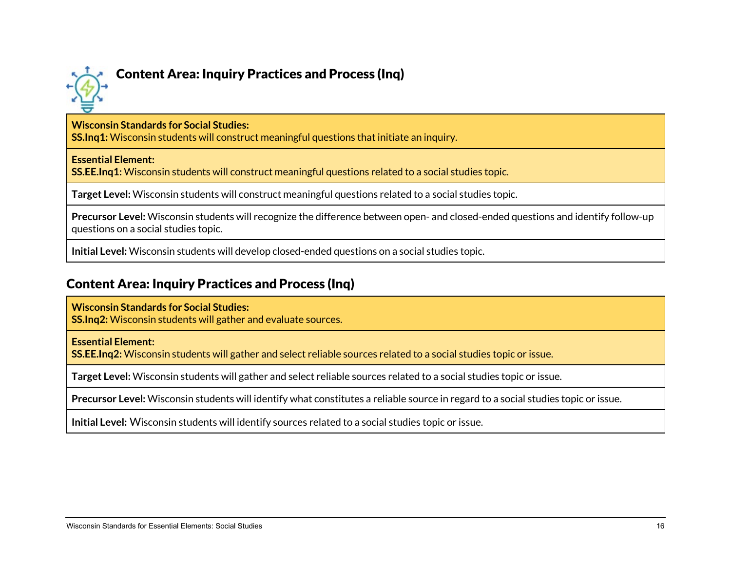## Content Area: Inquiry Practices and Process (Inq)

| **Wisconsin Standards for Social Studies:**<br>**SS.Inq1:** Wisconsin students will construct meaningful questions that initiate an inquiry. |
|---|
| **Essential Element:**<br>**SS.EE.Inq1:** Wisconsin students will construct meaningful questions related to a social studies topic. |
| **Target Level:** Wisconsin students will construct meaningful questions related to a social studies topic. |
| **Precursor Level:** Wisconsin students will recognize the difference between open- and closed-ended questions and identify follow-up questions on a social studies topic. |
| **Initial Level:** Wisconsin students will develop closed-ended questions on a social studies topic. |

## Content Area: Inquiry Practices and Process (Inq)

| **Wisconsin Standards for Social Studies:**<br>**SS.Inq2:** Wisconsin students will gather and evaluate sources. |
|---|
| **Essential Element:**<br>**SS.EE.Inq2:** Wisconsin students will gather and select reliable sources related to a social studies topic or issue. |
| **Target Level:** Wisconsin students will gather and select reliable sources related to a social studies topic or issue. |
| **Precursor Level:** Wisconsin students will identify what constitutes a reliable source in regard to a social studies topic or issue. |
| **Initial Level:** Wisconsin students will identify sources related to a social studies topic or issue. |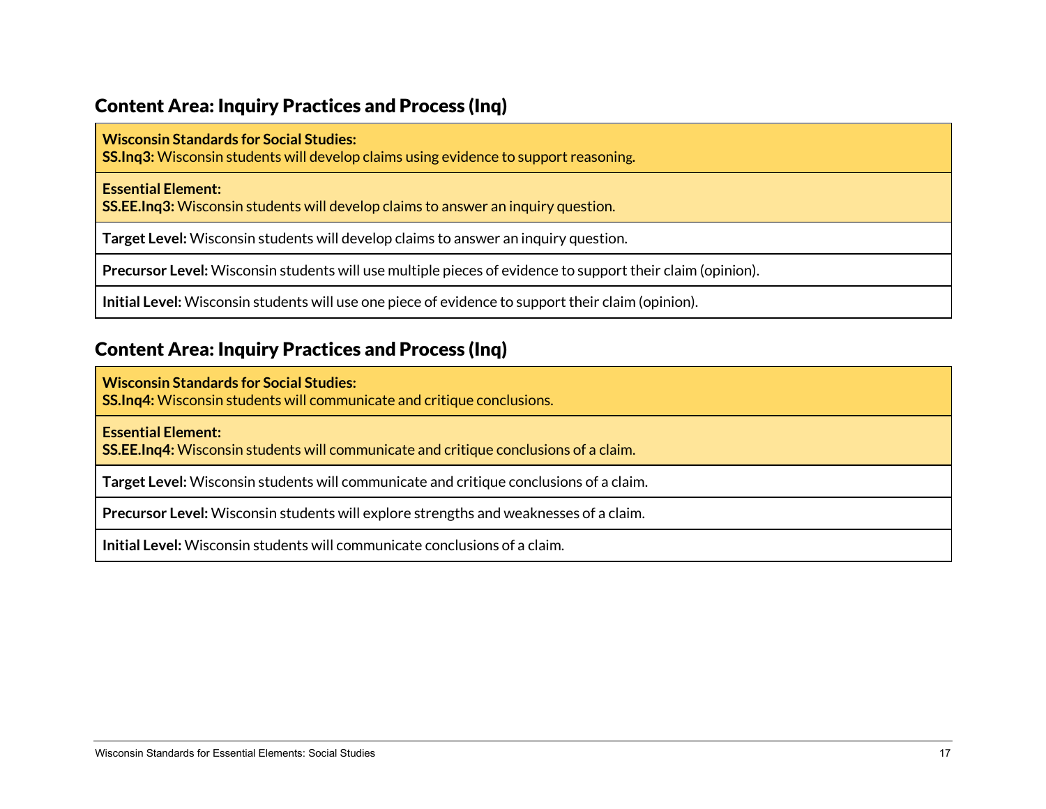## Content Area: Inquiry Practices and Process (Inq)

| **Wisconsin Standards for Social Studies:**<br>**SS.Inq3:** Wisconsin students will develop claims using evidence to support reasoning. |
| --- |
| **Essential Element:**<br>**SS.EE.Inq3:** Wisconsin students will develop claims to answer an inquiry question. |
| **Target Level:** Wisconsin students will develop claims to answer an inquiry question. |
| **Precursor Level:** Wisconsin students will use multiple pieces of evidence to support their claim (opinion). |
| **Initial Level:** Wisconsin students will use one piece of evidence to support their claim (opinion). |

## Content Area: Inquiry Practices and Process (Inq)

| **Wisconsin Standards for Social Studies:**<br>**SS.Inq4:** Wisconsin students will communicate and critique conclusions. |
| --- |
| **Essential Element:**<br>**SS.EE.Inq4:** Wisconsin students will communicate and critique conclusions of a claim. |
| **Target Level:** Wisconsin students will communicate and critique conclusions of a claim. |
| **Precursor Level:** Wisconsin students will explore strengths and weaknesses of a claim. |
| **Initial Level:** Wisconsin students will communicate conclusions of a claim. |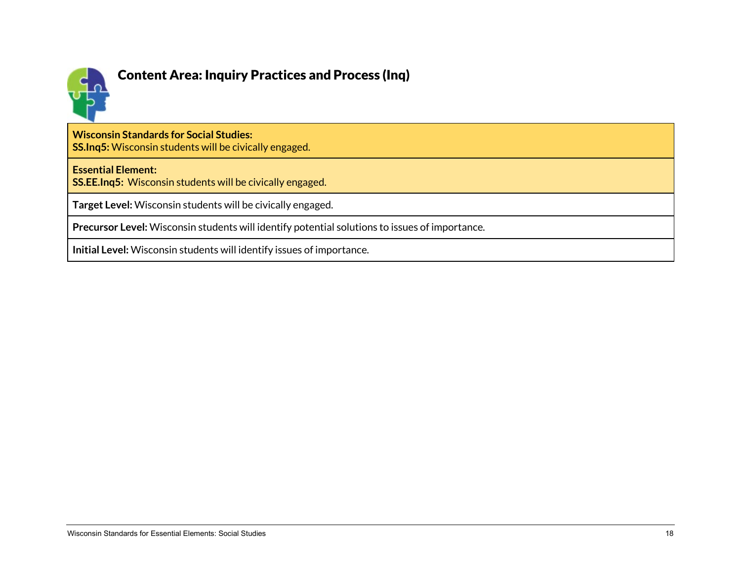## Content Area: Inquiry Practices and Process (Inq)

| **Wisconsin Standards for Social Studies:**<br>**SS.Inq5:** Wisconsin students will be civically engaged. |
|---|
| **Essential Element:**<br>**SS.EE.Inq5:** Wisconsin students will be civically engaged. |
| **Target Level:** Wisconsin students will be civically engaged. |
| **Precursor Level:** Wisconsin students will identify potential solutions to issues of importance. |
| **Initial Level:** Wisconsin students will identify issues of importance. |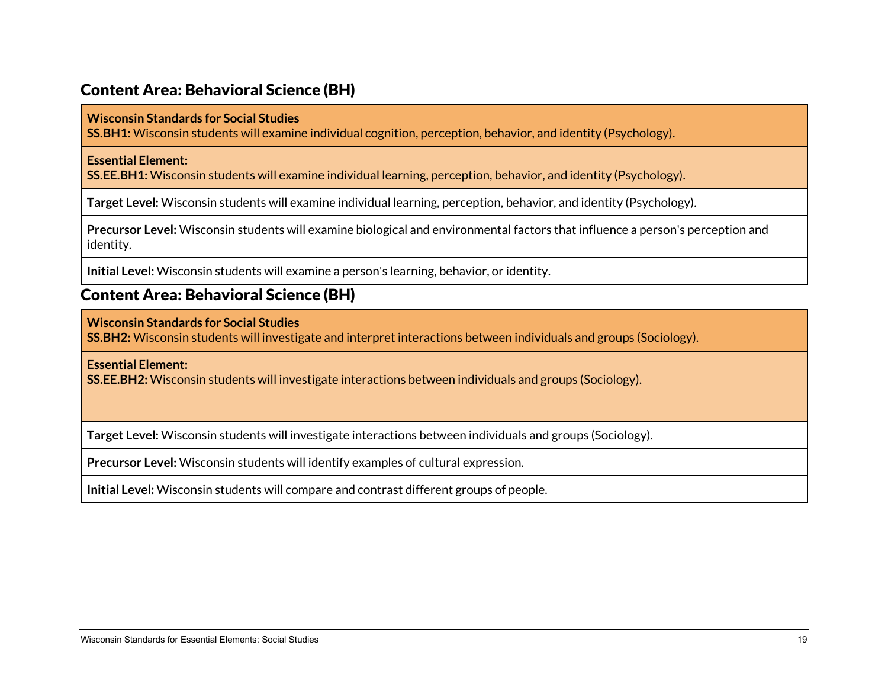## Content Area: Behavioral Science (BH)

| **Wisconsin Standards for Social Studies**<br>**SS.BH1:** Wisconsin students will examine individual cognition, perception, behavior, and identity (Psychology). |
|---|
| **Essential Element:**<br>**SS.EE.BH1:** Wisconsin students will examine individual learning, perception, behavior, and identity (Psychology). |
| **Target Level:** Wisconsin students will examine individual learning, perception, behavior, and identity (Psychology). |
| **Precursor Level:** Wisconsin students will examine biological and environmental factors that influence a person's perception and identity. |
| **Initial Level:** Wisconsin students will examine a person's learning, behavior, or identity. |

## Content Area: Behavioral Science (BH)

| **Wisconsin Standards for Social Studies**<br>**SS.BH2:** Wisconsin students will investigate and interpret interactions between individuals and groups (Sociology). |
|---|
| **Essential Element:**<br>**SS.EE.BH2:** Wisconsin students will investigate interactions between individuals and groups (Sociology). |
| **Target Level:** Wisconsin students will investigate interactions between individuals and groups (Sociology). |
| **Precursor Level:** Wisconsin students will identify examples of cultural expression. |
| **Initial Level:** Wisconsin students will compare and contrast different groups of people. |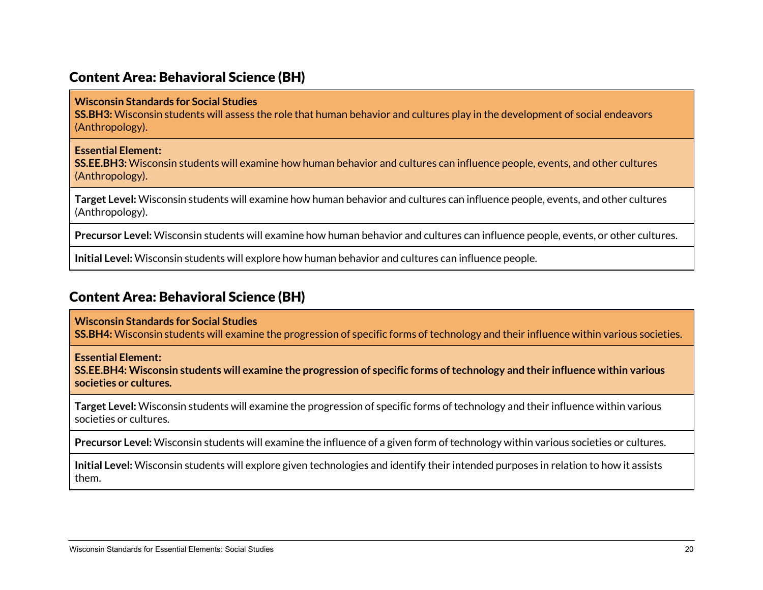## Content Area: Behavioral Science (BH)

| **Wisconsin Standards for Social Studies**<br>**SS.BH3:** Wisconsin students will assess the role that human behavior and cultures play in the development of social endeavors (Anthropology). |
|---|
| **Essential Element:**<br>**SS.EE.BH3:** Wisconsin students will examine how human behavior and cultures can influence people, events, and other cultures (Anthropology). |
| **Target Level:** Wisconsin students will examine how human behavior and cultures can influence people, events, and other cultures (Anthropology). |
| **Precursor Level:** Wisconsin students will examine how human behavior and cultures can influence people, events, or other cultures. |
| **Initial Level:** Wisconsin students will explore how human behavior and cultures can influence people. |

## Content Area: Behavioral Science (BH)

| **Wisconsin Standards for Social Studies**<br>**SS.BH4:** Wisconsin students will examine the progression of specific forms of technology and their influence within various societies. |
|---|
| **Essential Element:**<br>**SS.EE.BH4: Wisconsin students will examine the progression of specific forms of technology and their influence within various societies or cultures.** |
| **Target Level:** Wisconsin students will examine the progression of specific forms of technology and their influence within various societies or cultures. |
| **Precursor Level:** Wisconsin students will examine the influence of a given form of technology within various societies or cultures. |
| **Initial Level:** Wisconsin students will explore given technologies and identify their intended purposes in relation to how it assists them. |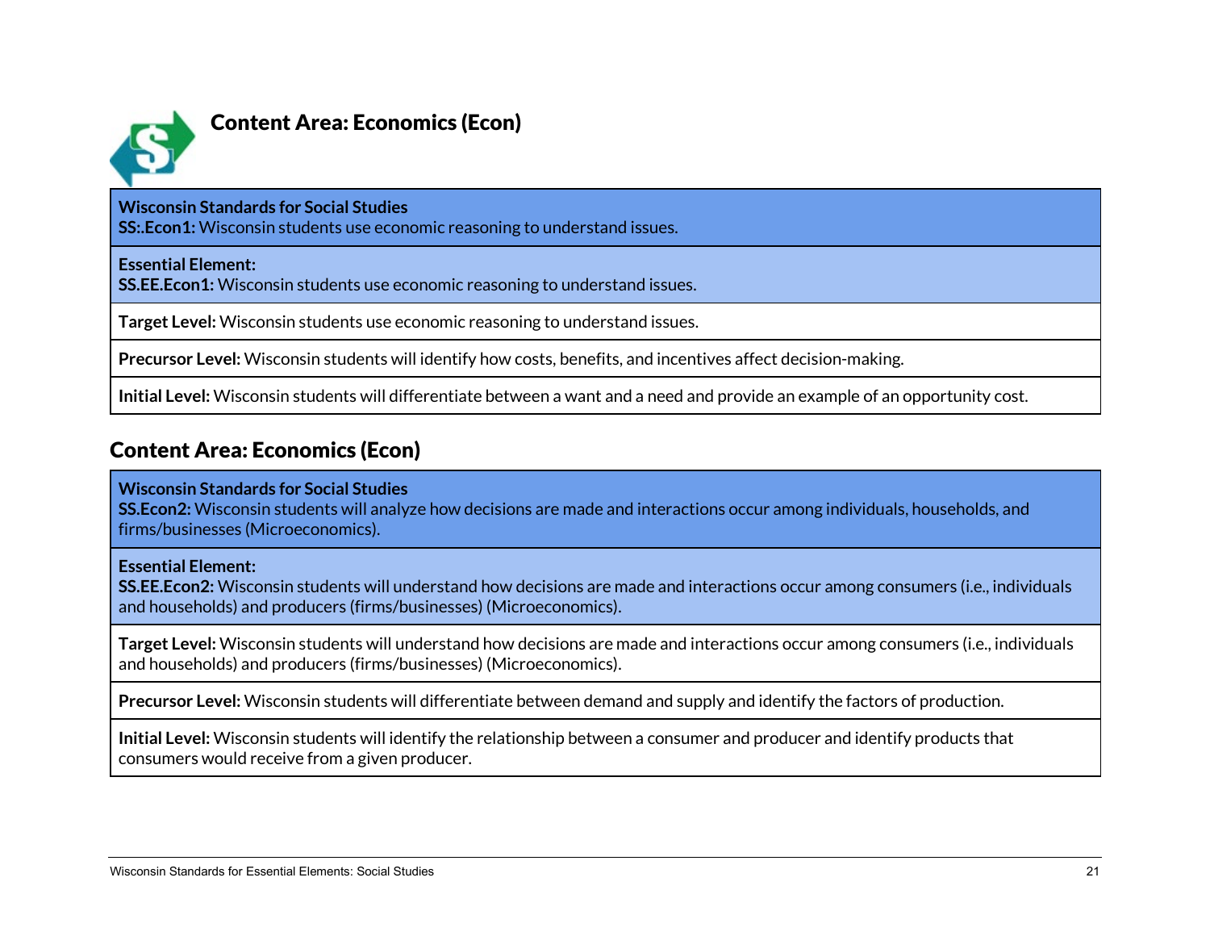## Content Area: Economics (Econ)

| **Wisconsin Standards for Social Studies**<br>**SS:.Econ1:** Wisconsin students use economic reasoning to understand issues. |
|---|
| **Essential Element:**<br>**SS.EE.Econ1:** Wisconsin students use economic reasoning to understand issues. |
| **Target Level:** Wisconsin students use economic reasoning to understand issues. |
| **Precursor Level:** Wisconsin students will identify how costs, benefits, and incentives affect decision-making. |
| **Initial Level:** Wisconsin students will differentiate between a want and a need and provide an example of an opportunity cost. |

## Content Area: Economics (Econ)

| **Wisconsin Standards for Social Studies**<br>**SS.Econ2:** Wisconsin students will analyze how decisions are made and interactions occur among individuals, households, and firms/businesses (Microeconomics). |
|---|
| **Essential Element:**<br>**SS.EE.Econ2:** Wisconsin students will understand how decisions are made and interactions occur among consumers (i.e., individuals and households) and producers (firms/businesses) (Microeconomics). |
| **Target Level:** Wisconsin students will understand how decisions are made and interactions occur among consumers (i.e., individuals and households) and producers (firms/businesses) (Microeconomics). |
| **Precursor Level:** Wisconsin students will differentiate between demand and supply and identify the factors of production. |
| **Initial Level:** Wisconsin students will identify the relationship between a consumer and producer and identify products that consumers would receive from a given producer. |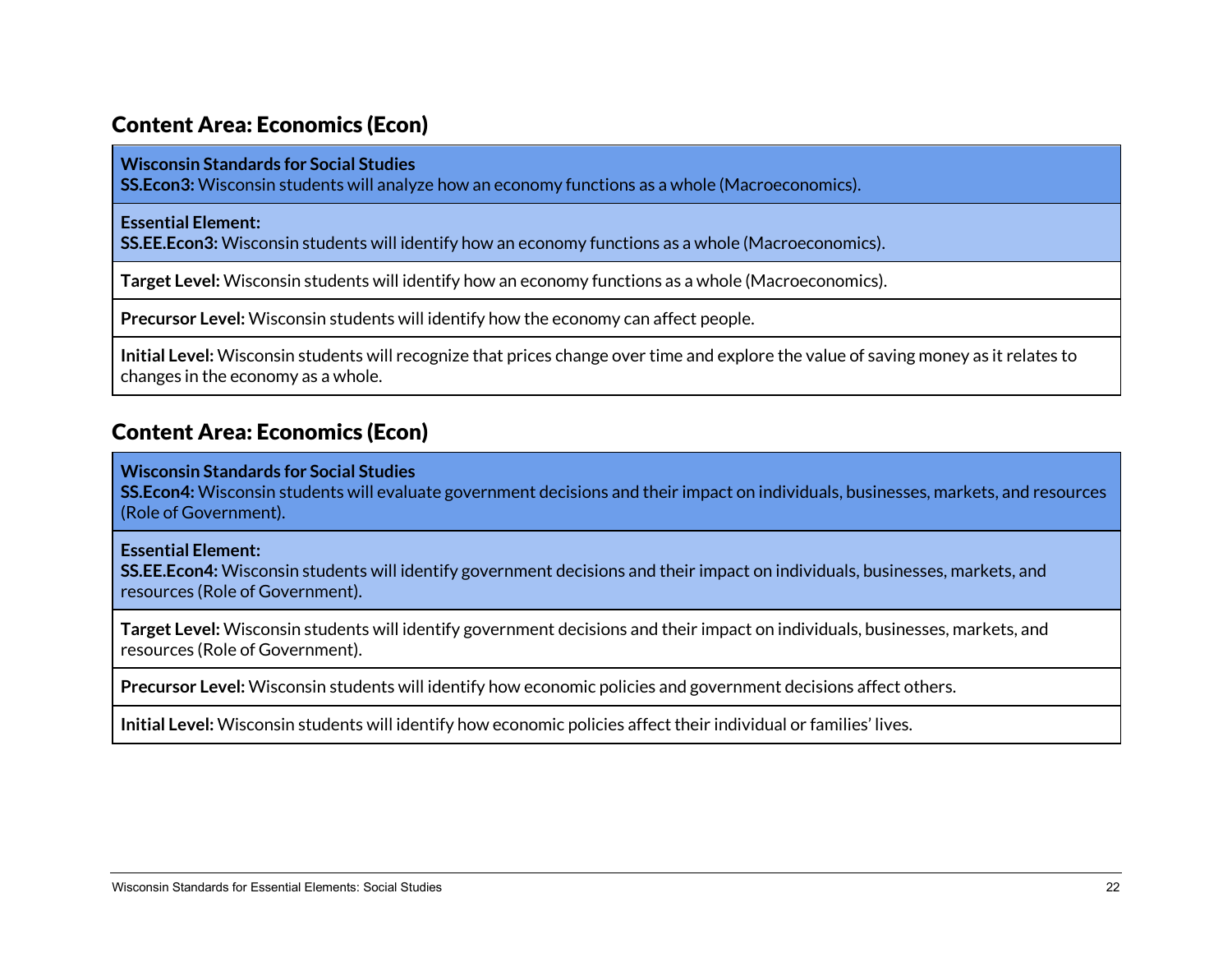## Content Area: Economics (Econ)

| **Wisconsin Standards for Social Studies**<br>**SS.Econ3:** Wisconsin students will analyze how an economy functions as a whole (Macroeconomics). |
|---|
| **Essential Element:**<br>**SS.EE.Econ3:** Wisconsin students will identify how an economy functions as a whole (Macroeconomics). |
| **Target Level:** Wisconsin students will identify how an economy functions as a whole (Macroeconomics). |
| **Precursor Level:** Wisconsin students will identify how the economy can affect people. |
| **Initial Level:** Wisconsin students will recognize that prices change over time and explore the value of saving money as it relates to changes in the economy as a whole. |

## Content Area: Economics (Econ)

| **Wisconsin Standards for Social Studies**<br>**SS.Econ4:** Wisconsin students will evaluate government decisions and their impact on individuals, businesses, markets, and resources (Role of Government). |
|---|
| **Essential Element:**<br>**SS.EE.Econ4:** Wisconsin students will identify government decisions and their impact on individuals, businesses, markets, and resources (Role of Government). |
| **Target Level:** Wisconsin students will identify government decisions and their impact on individuals, businesses, markets, and resources (Role of Government). |
| **Precursor Level:** Wisconsin students will identify how economic policies and government decisions affect others. |
| **Initial Level:** Wisconsin students will identify how economic policies affect their individual or families' lives. |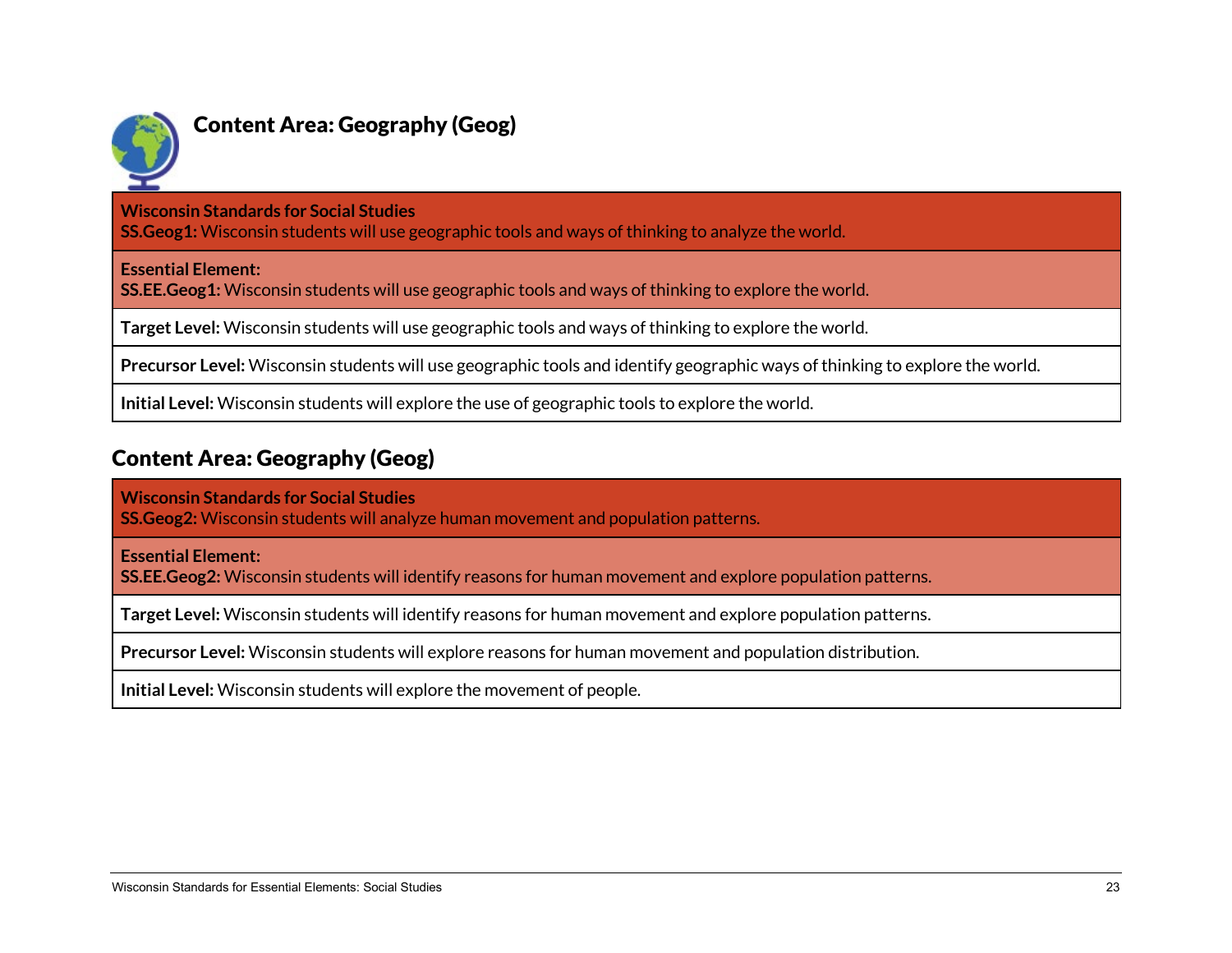## Content Area: Geography (Geog)

| **Wisconsin Standards for Social Studies**<br>**SS.Geog1:** Wisconsin students will use geographic tools and ways of thinking to analyze the world. |
|---|
| **Essential Element:**<br>**SS.EE.Geog1:** Wisconsin students will use geographic tools and ways of thinking to explore the world. |
| **Target Level:** Wisconsin students will use geographic tools and ways of thinking to explore the world. |
| **Precursor Level:** Wisconsin students will use geographic tools and identify geographic ways of thinking to explore the world. |
| **Initial Level:** Wisconsin students will explore the use of geographic tools to explore the world. |

## Content Area: Geography (Geog)

| **Wisconsin Standards for Social Studies**<br>**SS.Geog2:** Wisconsin students will analyze human movement and population patterns. |
|---|
| **Essential Element:**<br>**SS.EE.Geog2:** Wisconsin students will identify reasons for human movement and explore population patterns. |
| **Target Level:** Wisconsin students will identify reasons for human movement and explore population patterns. |
| **Precursor Level:** Wisconsin students will explore reasons for human movement and population distribution. |
| **Initial Level:** Wisconsin students will explore the movement of people. |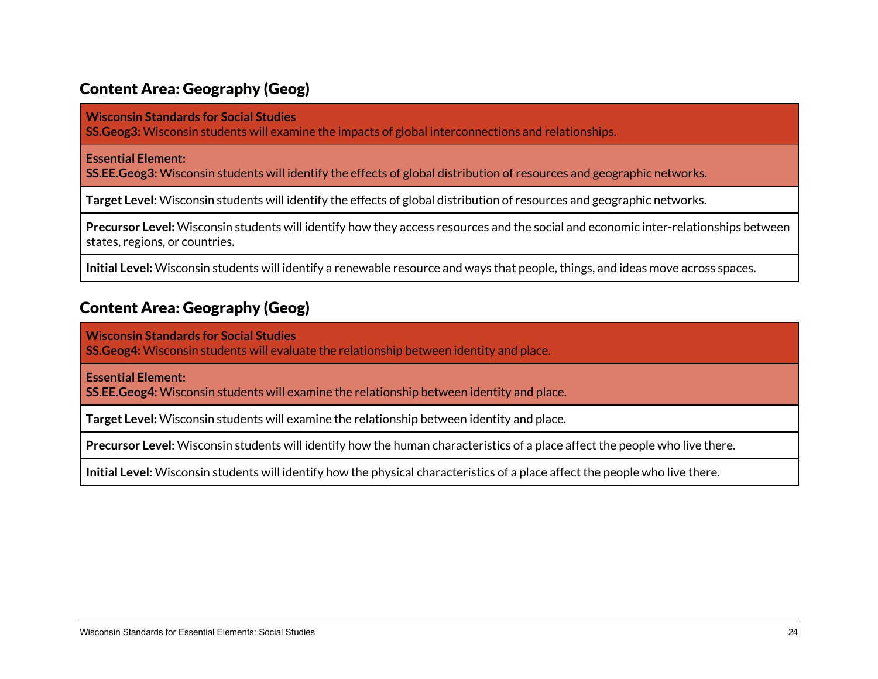## Content Area: Geography (Geog)

| **Wisconsin Standards for Social Studies**<br>**SS.Geog3:** Wisconsin students will examine the impacts of global interconnections and relationships. |
| --- |
| **Essential Element:**<br>**SS.EE.Geog3:** Wisconsin students will identify the effects of global distribution of resources and geographic networks. |
| **Target Level:** Wisconsin students will identify the effects of global distribution of resources and geographic networks. |
| **Precursor Level:** Wisconsin students will identify how they access resources and the social and economic inter-relationships between states, regions, or countries. |
| **Initial Level:** Wisconsin students will identify a renewable resource and ways that people, things, and ideas move across spaces. |

## Content Area: Geography (Geog)

| **Wisconsin Standards for Social Studies**<br>**SS.Geog4:** Wisconsin students will evaluate the relationship between identity and place. |
| --- |
| **Essential Element:**<br>**SS.EE.Geog4:** Wisconsin students will examine the relationship between identity and place. |
| **Target Level:** Wisconsin students will examine the relationship between identity and place. |
| **Precursor Level:** Wisconsin students will identify how the human characteristics of a place affect the people who live there. |
| **Initial Level:** Wisconsin students will identify how the physical characteristics of a place affect the people who live there. |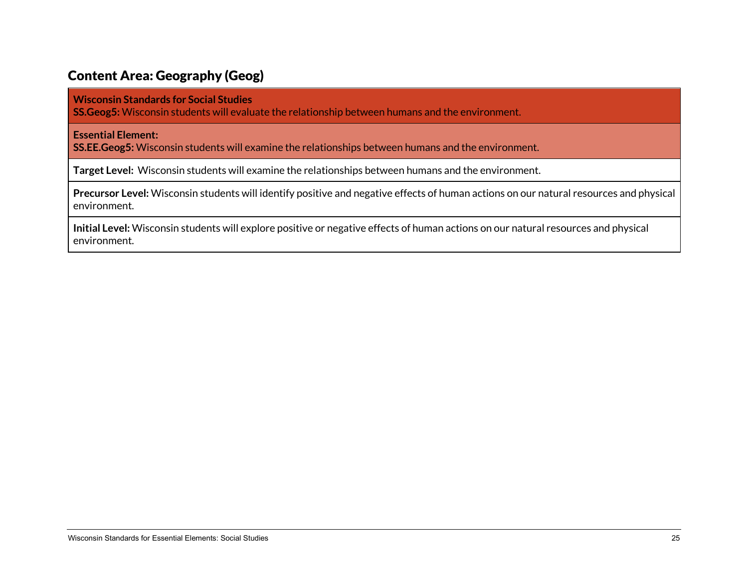## Content Area: Geography (Geog)

| **Wisconsin Standards for Social Studies**<br>**SS.Geog5:** Wisconsin students will evaluate the relationship between humans and the environment. |
|---|
| **Essential Element:**<br>**SS.EE.Geog5:** Wisconsin students will examine the relationships between humans and the environment. |
| **Target Level:** Wisconsin students will examine the relationships between humans and the environment. |
| **Precursor Level:** Wisconsin students will identify positive and negative effects of human actions on our natural resources and physical environment. |
| **Initial Level:** Wisconsin students will explore positive or negative effects of human actions on our natural resources and physical environment. |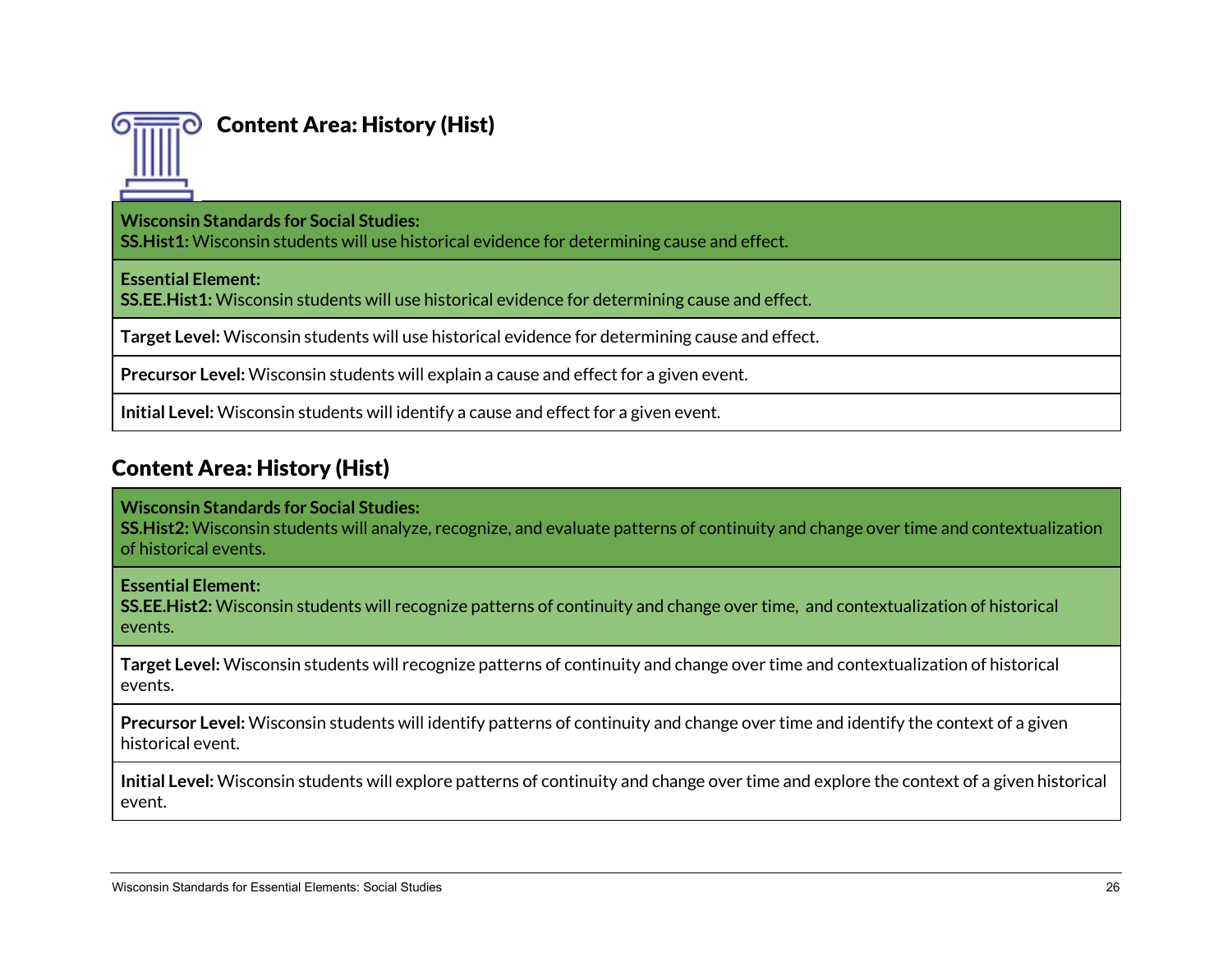## Content Area: History (Hist)

| **Wisconsin Standards for Social Studies:** **SS.Hist1:** Wisconsin students will use historical evidence for determining cause and effect. |
|---|
| **Essential Element:** **SS.EE.Hist1:** Wisconsin students will use historical evidence for determining cause and effect. |
| **Target Level:** Wisconsin students will use historical evidence for determining cause and effect. |
| **Precursor Level:** Wisconsin students will explain a cause and effect for a given event. |
| **Initial Level:** Wisconsin students will identify a cause and effect for a given event. |

## Content Area: History (Hist)

| **Wisconsin Standards for Social Studies:** **SS.Hist2:** Wisconsin students will analyze, recognize, and evaluate patterns of continuity and change over time and contextualization of historical events. |
|---|
| **Essential Element:** **SS.EE.Hist2:** Wisconsin students will recognize patterns of continuity and change over time, and contextualization of historical events. |
| **Target Level:** Wisconsin students will recognize patterns of continuity and change over time and contextualization of historical events. |
| **Precursor Level:** Wisconsin students will identify patterns of continuity and change over time and identify the context of a given historical event. |
| **Initial Level:** Wisconsin students will explore patterns of continuity and change over time and explore the context of a given historical event. |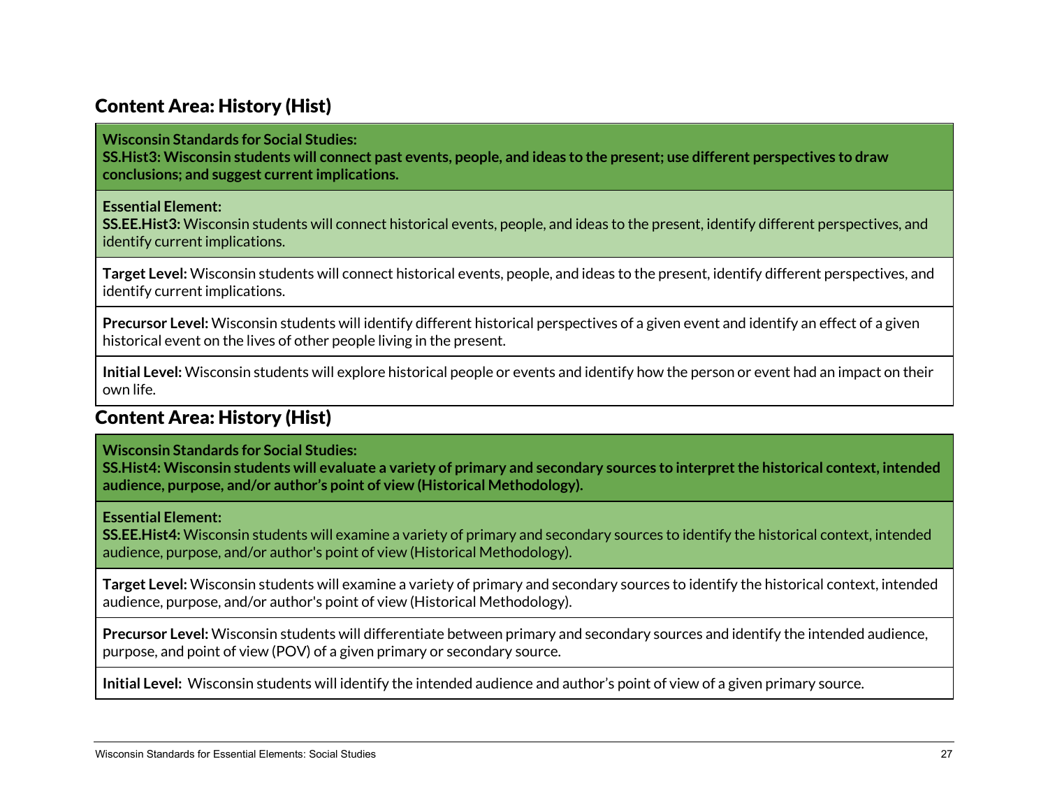## Content Area: History (Hist)

| **Wisconsin Standards for Social Studies:**<br>**SS.Hist3: Wisconsin students will connect past events, people, and ideas to the present; use different perspectives to draw conclusions; and suggest current implications.** |
|---|
| **Essential Element:**<br>**SS.EE.Hist3:** Wisconsin students will connect historical events, people, and ideas to the present, identify different perspectives, and identify current implications. |
| **Target Level:** Wisconsin students will connect historical events, people, and ideas to the present, identify different perspectives, and identify current implications. |
| **Precursor Level:** Wisconsin students will identify different historical perspectives of a given event and identify an effect of a given historical event on the lives of other people living in the present. |
| **Initial Level:** Wisconsin students will explore historical people or events and identify how the person or event had an impact on their own life. |

## Content Area: History (Hist)

| **Wisconsin Standards for Social Studies:**<br>**SS.Hist4: Wisconsin students will evaluate a variety of primary and secondary sources to interpret the historical context, intended audience, purpose, and/or author's point of view (Historical Methodology).** |
|---|
| **Essential Element:**<br>**SS.EE.Hist4:** Wisconsin students will examine a variety of primary and secondary sources to identify the historical context, intended audience, purpose, and/or author's point of view (Historical Methodology). |
| **Target Level:** Wisconsin students will examine a variety of primary and secondary sources to identify the historical context, intended audience, purpose, and/or author's point of view (Historical Methodology). |
| **Precursor Level:** Wisconsin students will differentiate between primary and secondary sources and identify the intended audience, purpose, and point of view (POV) of a given primary or secondary source. |
| **Initial Level:** Wisconsin students will identify the intended audience and author's point of view of a given primary source. |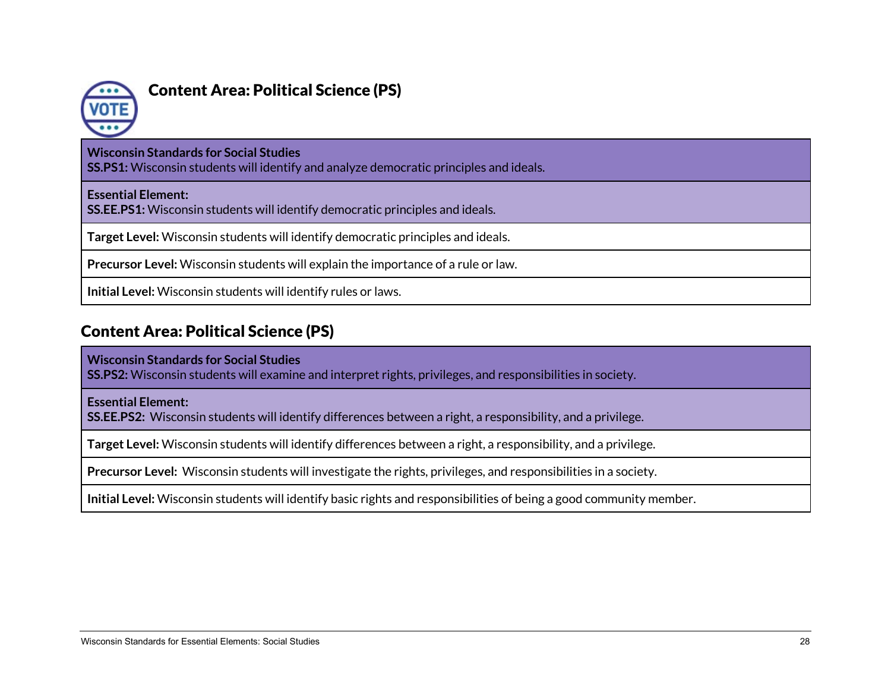## Content Area: Political Science (PS)

| **Wisconsin Standards for Social Studies**<br>**SS.PS1:** Wisconsin students will identify and analyze democratic principles and ideals. |
|---|
| **Essential Element:**<br>**SS.EE.PS1:** Wisconsin students will identify democratic principles and ideals. |
| **Target Level:** Wisconsin students will identify democratic principles and ideals. |
| **Precursor Level:** Wisconsin students will explain the importance of a rule or law. |
| **Initial Level:** Wisconsin students will identify rules or laws. |

## Content Area: Political Science (PS)

| **Wisconsin Standards for Social Studies**<br>**SS.PS2:** Wisconsin students will examine and interpret rights, privileges, and responsibilities in society. |
|---|
| **Essential Element:**<br>**SS.EE.PS2:** Wisconsin students will identify differences between a right, a responsibility, and a privilege. |
| **Target Level:** Wisconsin students will identify differences between a right, a responsibility, and a privilege. |
| **Precursor Level:** Wisconsin students will investigate the rights, privileges, and responsibilities in a society. |
| **Initial Level:** Wisconsin students will identify basic rights and responsibilities of being a good community member. |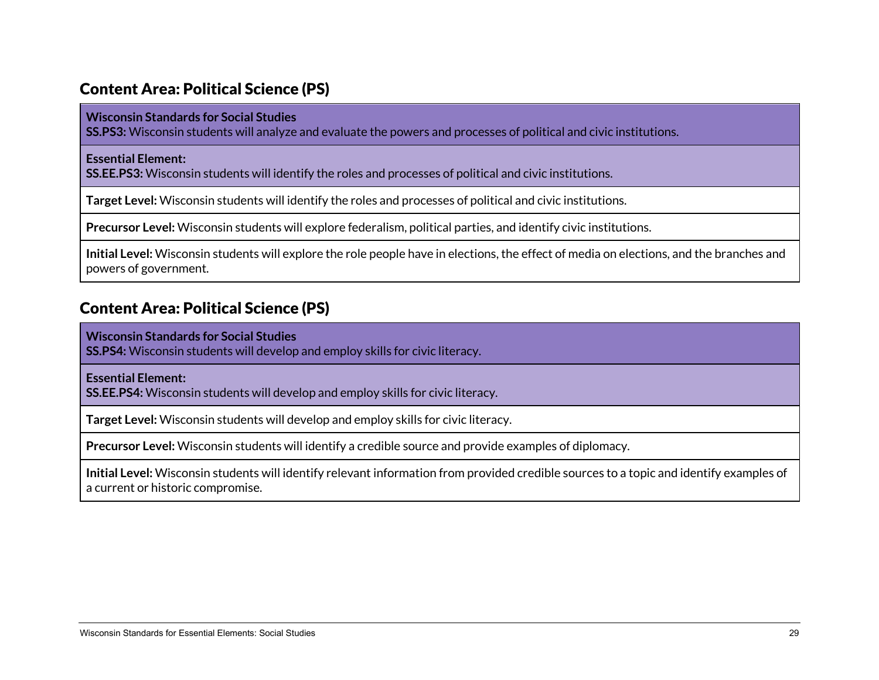## Content Area: Political Science (PS)

| |
|---|
| **Wisconsin Standards for Social Studies**<br>**SS.PS3:** Wisconsin students will analyze and evaluate the powers and processes of political and civic institutions. |
| **Essential Element:**<br>**SS.EE.PS3:** Wisconsin students will identify the roles and processes of political and civic institutions. |
| **Target Level:** Wisconsin students will identify the roles and processes of political and civic institutions. |
| **Precursor Level:** Wisconsin students will explore federalism, political parties, and identify civic institutions. |
| **Initial Level:** Wisconsin students will explore the role people have in elections, the effect of media on elections, and the branches and powers of government. |

## Content Area: Political Science (PS)

| |
|---|
| **Wisconsin Standards for Social Studies**<br>**SS.PS4:** Wisconsin students will develop and employ skills for civic literacy. |
| **Essential Element:**<br>**SS.EE.PS4:** Wisconsin students will develop and employ skills for civic literacy. |
| **Target Level:** Wisconsin students will develop and employ skills for civic literacy. |
| **Precursor Level:** Wisconsin students will identify a credible source and provide examples of diplomacy. |
| **Initial Level:** Wisconsin students will identify relevant information from provided credible sources to a topic and identify examples of a current or historic compromise. |